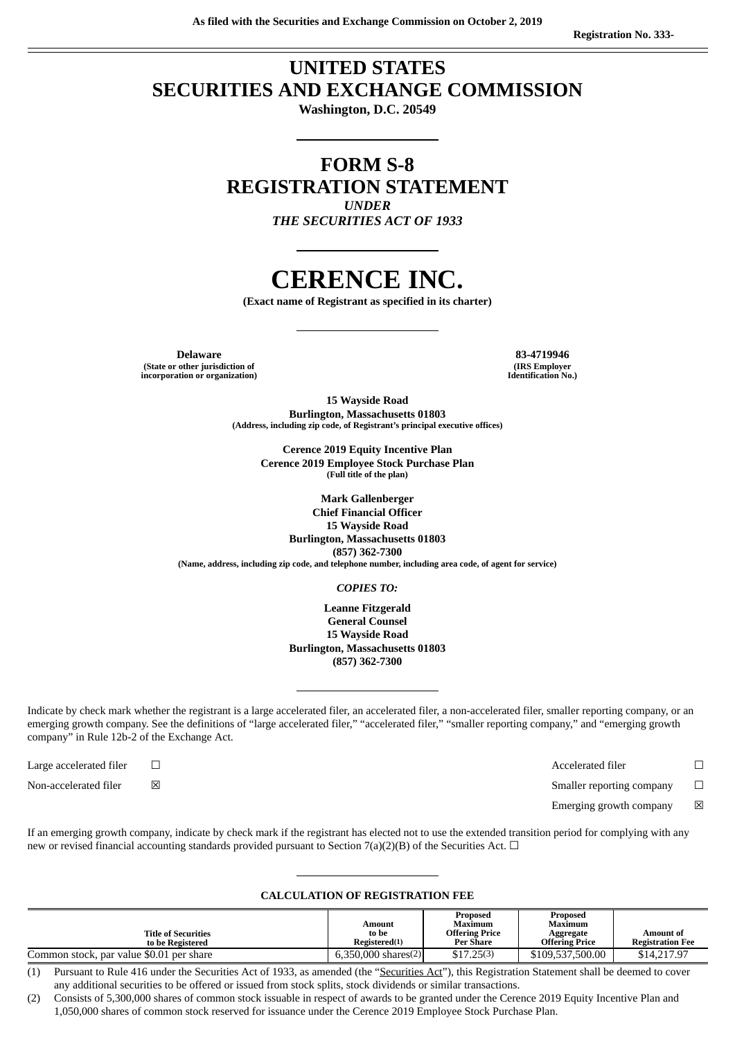As filed with the Securities and Exchange Commission on October 2, 2019

Registration No. 333-

# UNITED STATES SECURITIES AND EXCHANGE COMMISSION

**Washington, D.C. 20549**

## FORM S-8 REGISTRATION STATEMENT

*UNDER*

*THE SECURITIES ACT OF 1933*

# CERENCE INC.

**(Exact name of Registrant as specified in its charter)**

| **Delaware** | **83-4719946** |
|---|---|
| (State or other jurisdiction of incorporation or organization) | (IRS Employer Identification No.) |

**15 Wayside Road**
**Burlington, Massachusetts 01803**
(Address, including zip code, of Registrant's principal executive offices)

**Cerence 2019 Equity Incentive Plan**
**Cerence 2019 Employee Stock Purchase Plan**
(Full title of the plan)

**Mark Gallenberger**
**Chief Financial Officer**
**15 Wayside Road**
**Burlington, Massachusetts 01803**
**(857) 362-7300**
(Name, address, including zip code, and telephone number, including area code, of agent for service)

*COPIES TO:*

**Leanne Fitzgerald**
**General Counsel**
**15 Wayside Road**
**Burlington, Massachusetts 01803**
**(857) 362-7300**

Indicate by check mark whether the registrant is a large accelerated filer, an accelerated filer, a non-accelerated filer, smaller reporting company, or an emerging growth company. See the definitions of "large accelerated filer," "accelerated filer," "smaller reporting company," and "emerging growth company" in Rule 12b-2 of the Exchange Act.

| | | | |
|---|---|---|---|
| Large accelerated filer | ☐ | Accelerated filer | ☐ |
| Non-accelerated filer | ☒ | Smaller reporting company | ☐ |
| | | Emerging growth company | ☒ |

If an emerging growth company, indicate by check mark if the registrant has elected not to use the extended transition period for complying with any new or revised financial accounting standards provided pursuant to Section 7(a)(2)(B) of the Securities Act. ☐

**CALCULATION OF REGISTRATION FEE**

| Title of Securities to be Registered | Amount to be Registered(1) | Proposed Maximum Offering Price Per Share | Proposed Maximum Aggregate Offering Price | Amount of Registration Fee |
|---|---|---|---|---|
| Common stock, par value $0.01 per share | 6,350,000 shares(2) | $17.25(3) | $109,537,500.00 | $14,217.97 |

(1) Pursuant to Rule 416 under the Securities Act of 1933, as amended (the "Securities Act"), this Registration Statement shall be deemed to cover any additional securities to be offered or issued from stock splits, stock dividends or similar transactions.

(2) Consists of 5,300,000 shares of common stock issuable in respect of awards to be granted under the Cerence 2019 Equity Incentive Plan and 1,050,000 shares of common stock reserved for issuance under the Cerence 2019 Employee Stock Purchase Plan.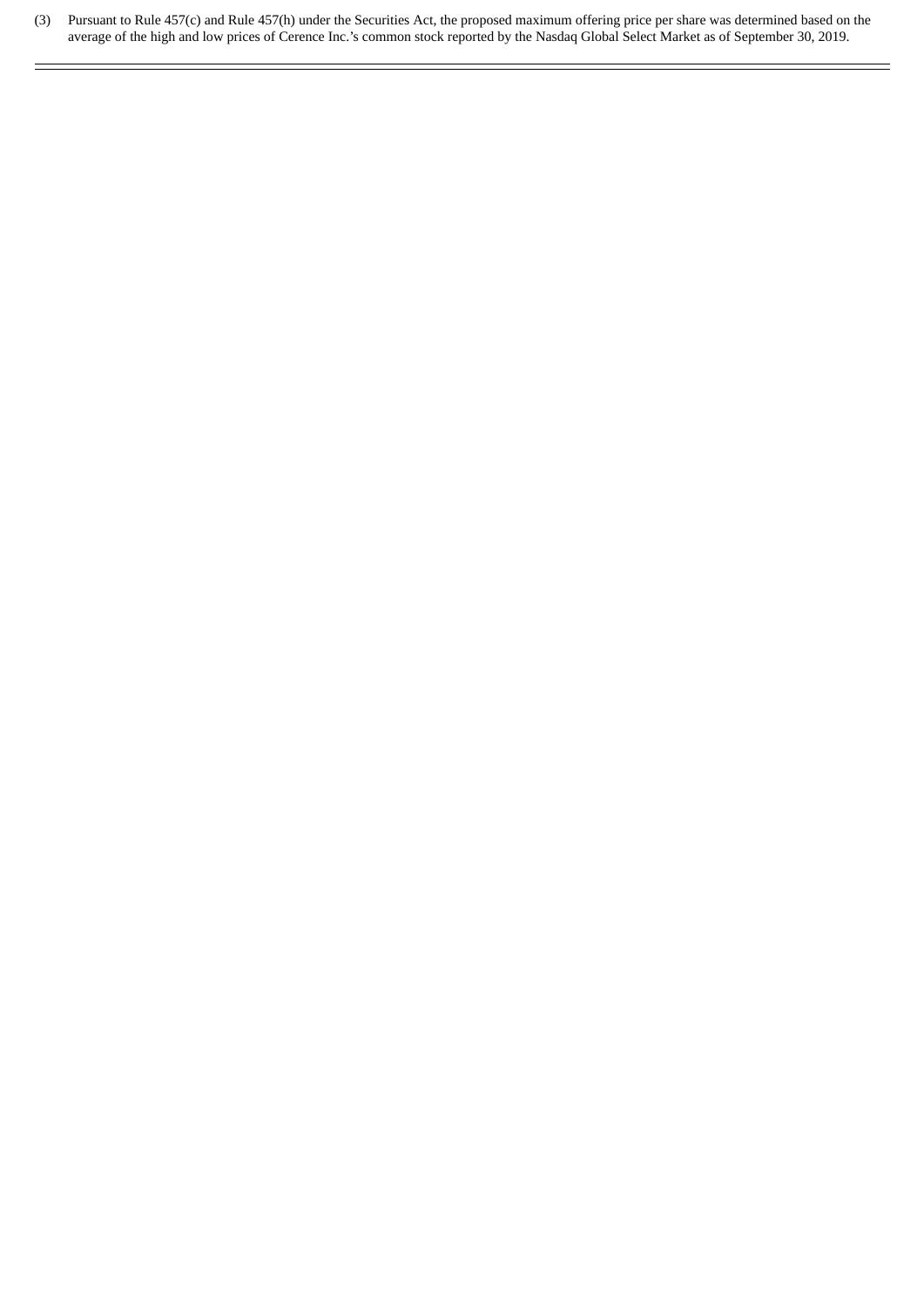(3) Pursuant to Rule 457(c) and Rule 457(h) under the Securities Act, the proposed maximum offering price per share was determined based on the average of the high and low prices of Cerence Inc.'s common stock reported by the Nasdaq Global Select Market as of September 30, 2019.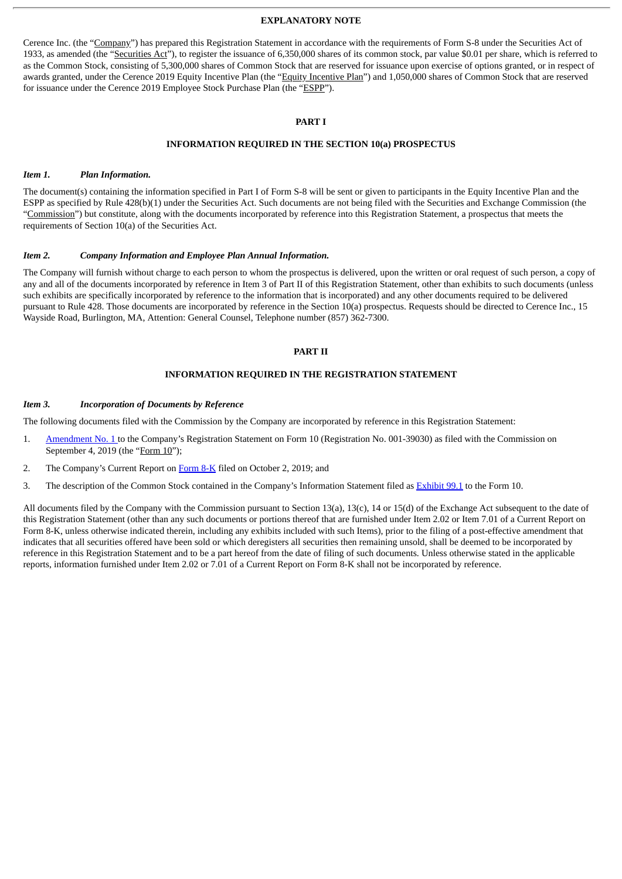## EXPLANATORY NOTE

Cerence Inc. (the "Company") has prepared this Registration Statement in accordance with the requirements of Form S-8 under the Securities Act of 1933, as amended (the "Securities Act"), to register the issuance of 6,350,000 shares of its common stock, par value $0.01 per share, which is referred to as the Common Stock, consisting of 5,300,000 shares of Common Stock that are reserved for issuance upon exercise of options granted, or in respect of awards granted, under the Cerence 2019 Equity Incentive Plan (the "Equity Incentive Plan") and 1,050,000 shares of Common Stock that are reserved for issuance under the Cerence 2019 Employee Stock Purchase Plan (the "ESPP").

## PART I

## INFORMATION REQUIRED IN THE SECTION 10(a) PROSPECTUS

***Item 1. Plan Information.***

The document(s) containing the information specified in Part I of Form S-8 will be sent or given to participants in the Equity Incentive Plan and the ESPP as specified by Rule 428(b)(1) under the Securities Act. Such documents are not being filed with the Securities and Exchange Commission (the "Commission") but constitute, along with the documents incorporated by reference into this Registration Statement, a prospectus that meets the requirements of Section 10(a) of the Securities Act.

***Item 2. Company Information and Employee Plan Annual Information.***

The Company will furnish without charge to each person to whom the prospectus is delivered, upon the written or oral request of such person, a copy of any and all of the documents incorporated by reference in Item 3 of Part II of this Registration Statement, other than exhibits to such documents (unless such exhibits are specifically incorporated by reference to the information that is incorporated) and any other documents required to be delivered pursuant to Rule 428. Those documents are incorporated by reference in the Section 10(a) prospectus. Requests should be directed to Cerence Inc., 15 Wayside Road, Burlington, MA, Attention: General Counsel, Telephone number (857) 362-7300.

## PART II

## INFORMATION REQUIRED IN THE REGISTRATION STATEMENT

***Item 3. Incorporation of Documents by Reference***

The following documents filed with the Commission by the Company are incorporated by reference in this Registration Statement:

1. Amendment No. 1 to the Company's Registration Statement on Form 10 (Registration No. 001-39030) as filed with the Commission on September 4, 2019 (the "Form 10");
2. The Company's Current Report on Form 8-K filed on October 2, 2019; and
3. The description of the Common Stock contained in the Company's Information Statement filed as Exhibit 99.1 to the Form 10.

All documents filed by the Company with the Commission pursuant to Section 13(a), 13(c), 14 or 15(d) of the Exchange Act subsequent to the date of this Registration Statement (other than any such documents or portions thereof that are furnished under Item 2.02 or Item 7.01 of a Current Report on Form 8-K, unless otherwise indicated therein, including any exhibits included with such Items), prior to the filing of a post-effective amendment that indicates that all securities offered have been sold or which deregisters all securities then remaining unsold, shall be deemed to be incorporated by reference in this Registration Statement and to be a part hereof from the date of filing of such documents. Unless otherwise stated in the applicable reports, information furnished under Item 2.02 or 7.01 of a Current Report on Form 8-K shall not be incorporated by reference.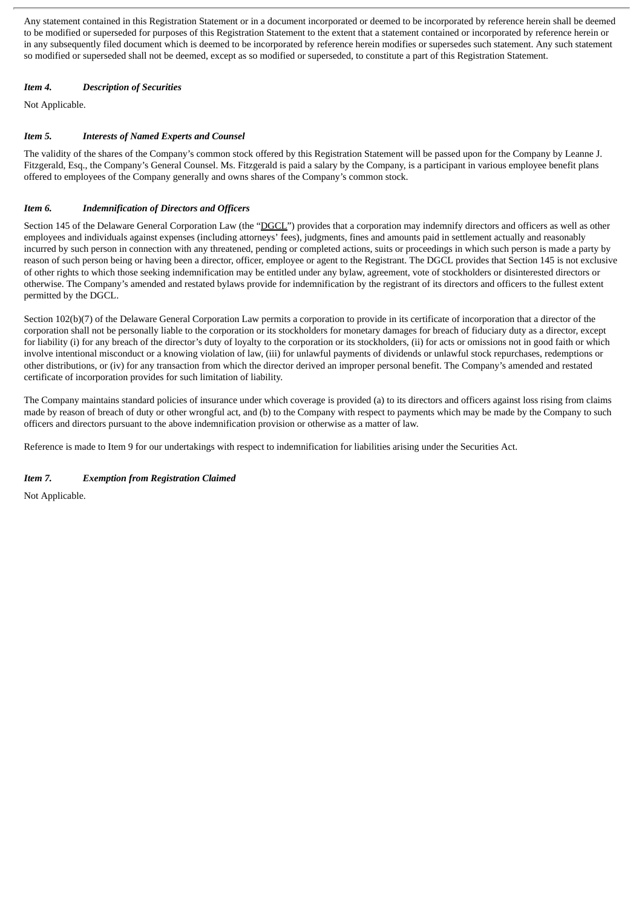Any statement contained in this Registration Statement or in a document incorporated or deemed to be incorporated by reference herein shall be deemed to be modified or superseded for purposes of this Registration Statement to the extent that a statement contained or incorporated by reference herein or in any subsequently filed document which is deemed to be incorporated by reference herein modifies or supersedes such statement. Any such statement so modified or superseded shall not be deemed, except as so modified or superseded, to constitute a part of this Registration Statement.

### *Item 4. Description of Securities*

Not Applicable.

### *Item 5. Interests of Named Experts and Counsel*

The validity of the shares of the Company's common stock offered by this Registration Statement will be passed upon for the Company by Leanne J. Fitzgerald, Esq., the Company's General Counsel. Ms. Fitzgerald is paid a salary by the Company, is a participant in various employee benefit plans offered to employees of the Company generally and owns shares of the Company's common stock.

### *Item 6. Indemnification of Directors and Officers*

Section 145 of the Delaware General Corporation Law (the "DGCL") provides that a corporation may indemnify directors and officers as well as other employees and individuals against expenses (including attorneys' fees), judgments, fines and amounts paid in settlement actually and reasonably incurred by such person in connection with any threatened, pending or completed actions, suits or proceedings in which such person is made a party by reason of such person being or having been a director, officer, employee or agent to the Registrant. The DGCL provides that Section 145 is not exclusive of other rights to which those seeking indemnification may be entitled under any bylaw, agreement, vote of stockholders or disinterested directors or otherwise. The Company's amended and restated bylaws provide for indemnification by the registrant of its directors and officers to the fullest extent permitted by the DGCL.

Section 102(b)(7) of the Delaware General Corporation Law permits a corporation to provide in its certificate of incorporation that a director of the corporation shall not be personally liable to the corporation or its stockholders for monetary damages for breach of fiduciary duty as a director, except for liability (i) for any breach of the director's duty of loyalty to the corporation or its stockholders, (ii) for acts or omissions not in good faith or which involve intentional misconduct or a knowing violation of law, (iii) for unlawful payments of dividends or unlawful stock repurchases, redemptions or other distributions, or (iv) for any transaction from which the director derived an improper personal benefit. The Company's amended and restated certificate of incorporation provides for such limitation of liability.

The Company maintains standard policies of insurance under which coverage is provided (a) to its directors and officers against loss rising from claims made by reason of breach of duty or other wrongful act, and (b) to the Company with respect to payments which may be made by the Company to such officers and directors pursuant to the above indemnification provision or otherwise as a matter of law.

Reference is made to Item 9 for our undertakings with respect to indemnification for liabilities arising under the Securities Act.

### *Item 7. Exemption from Registration Claimed*

Not Applicable.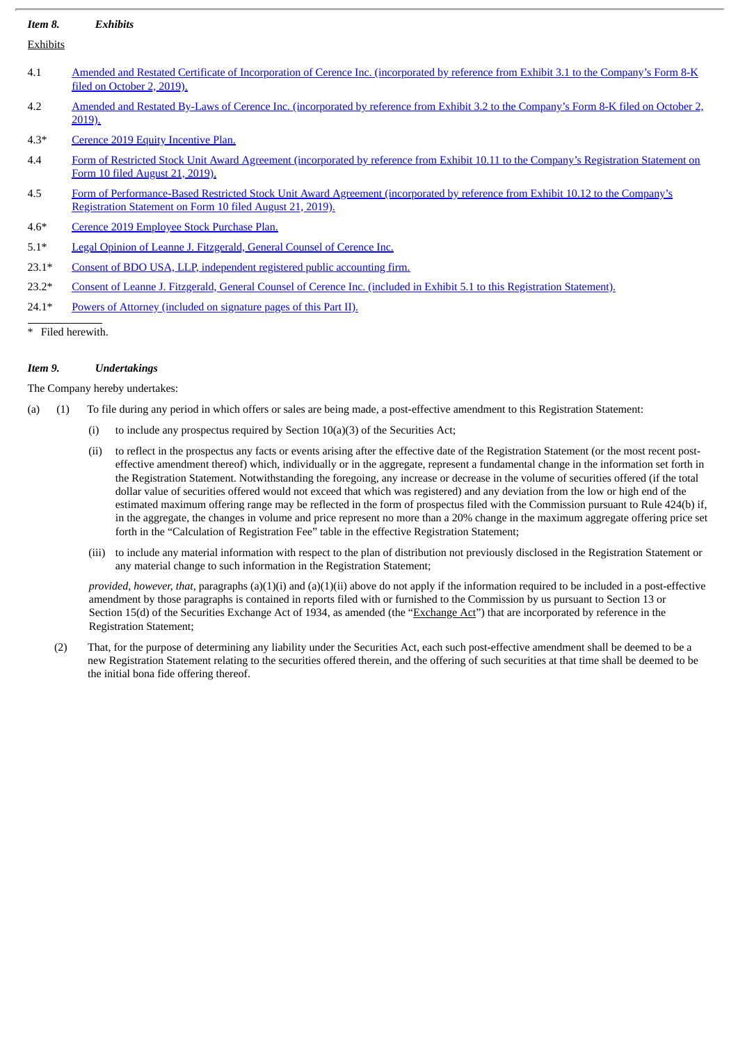*Item 8.* ***Exhibits***

Exhibits

4.1 Amended and Restated Certificate of Incorporation of Cerence Inc. (incorporated by reference from Exhibit 3.1 to the Company's Form 8-K filed on October 2, 2019).

4.2 Amended and Restated By-Laws of Cerence Inc. (incorporated by reference from Exhibit 3.2 to the Company's Form 8-K filed on October 2, 2019).

4.3* Cerence 2019 Equity Incentive Plan.

4.4 Form of Restricted Stock Unit Award Agreement (incorporated by reference from Exhibit 10.11 to the Company's Registration Statement on Form 10 filed August 21, 2019).

4.5 Form of Performance-Based Restricted Stock Unit Award Agreement (incorporated by reference from Exhibit 10.12 to the Company's Registration Statement on Form 10 filed August 21, 2019).

4.6* Cerence 2019 Employee Stock Purchase Plan.

5.1* Legal Opinion of Leanne J. Fitzgerald, General Counsel of Cerence Inc.

23.1* Consent of BDO USA, LLP, independent registered public accounting firm.

23.2* Consent of Leanne J. Fitzgerald, General Counsel of Cerence Inc. (included in Exhibit 5.1 to this Registration Statement).

24.1* Powers of Attorney (included on signature pages of this Part II).

\* Filed herewith.

*Item 9.* ***Undertakings***

The Company hereby undertakes:

(a) (1) To file during any period in which offers or sales are being made, a post-effective amendment to this Registration Statement:

(i) to include any prospectus required by Section 10(a)(3) of the Securities Act;

(ii) to reflect in the prospectus any facts or events arising after the effective date of the Registration Statement (or the most recent post-effective amendment thereof) which, individually or in the aggregate, represent a fundamental change in the information set forth in the Registration Statement. Notwithstanding the foregoing, any increase or decrease in the volume of securities offered (if the total dollar value of securities offered would not exceed that which was registered) and any deviation from the low or high end of the estimated maximum offering range may be reflected in the form of prospectus filed with the Commission pursuant to Rule 424(b) if, in the aggregate, the changes in volume and price represent no more than a 20% change in the maximum aggregate offering price set forth in the "Calculation of Registration Fee" table in the effective Registration Statement;

(iii) to include any material information with respect to the plan of distribution not previously disclosed in the Registration Statement or any material change to such information in the Registration Statement;

*provided, however, that,* paragraphs (a)(1)(i) and (a)(1)(ii) above do not apply if the information required to be included in a post-effective amendment by those paragraphs is contained in reports filed with or furnished to the Commission by us pursuant to Section 13 or Section 15(d) of the Securities Exchange Act of 1934, as amended (the "Exchange Act") that are incorporated by reference in the Registration Statement;

(2) That, for the purpose of determining any liability under the Securities Act, each such post-effective amendment shall be deemed to be a new Registration Statement relating to the securities offered therein, and the offering of such securities at that time shall be deemed to be the initial bona fide offering thereof.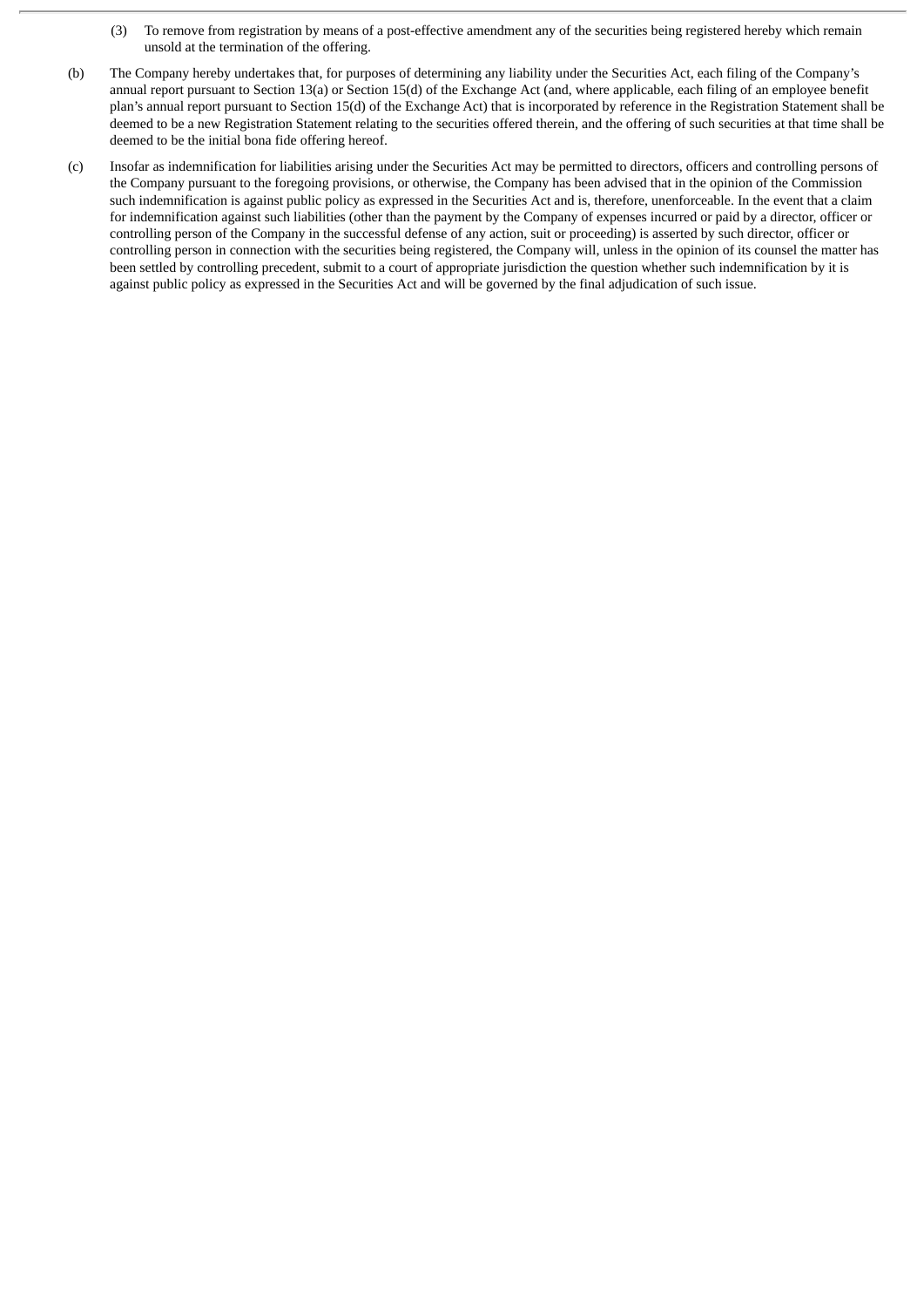(3) To remove from registration by means of a post-effective amendment any of the securities being registered hereby which remain unsold at the termination of the offering.

(b) The Company hereby undertakes that, for purposes of determining any liability under the Securities Act, each filing of the Company's annual report pursuant to Section 13(a) or Section 15(d) of the Exchange Act (and, where applicable, each filing of an employee benefit plan's annual report pursuant to Section 15(d) of the Exchange Act) that is incorporated by reference in the Registration Statement shall be deemed to be a new Registration Statement relating to the securities offered therein, and the offering of such securities at that time shall be deemed to be the initial bona fide offering hereof.

(c) Insofar as indemnification for liabilities arising under the Securities Act may be permitted to directors, officers and controlling persons of the Company pursuant to the foregoing provisions, or otherwise, the Company has been advised that in the opinion of the Commission such indemnification is against public policy as expressed in the Securities Act and is, therefore, unenforceable. In the event that a claim for indemnification against such liabilities (other than the payment by the Company of expenses incurred or paid by a director, officer or controlling person of the Company in the successful defense of any action, suit or proceeding) is asserted by such director, officer or controlling person in connection with the securities being registered, the Company will, unless in the opinion of its counsel the matter has been settled by controlling precedent, submit to a court of appropriate jurisdiction the question whether such indemnification by it is against public policy as expressed in the Securities Act and will be governed by the final adjudication of such issue.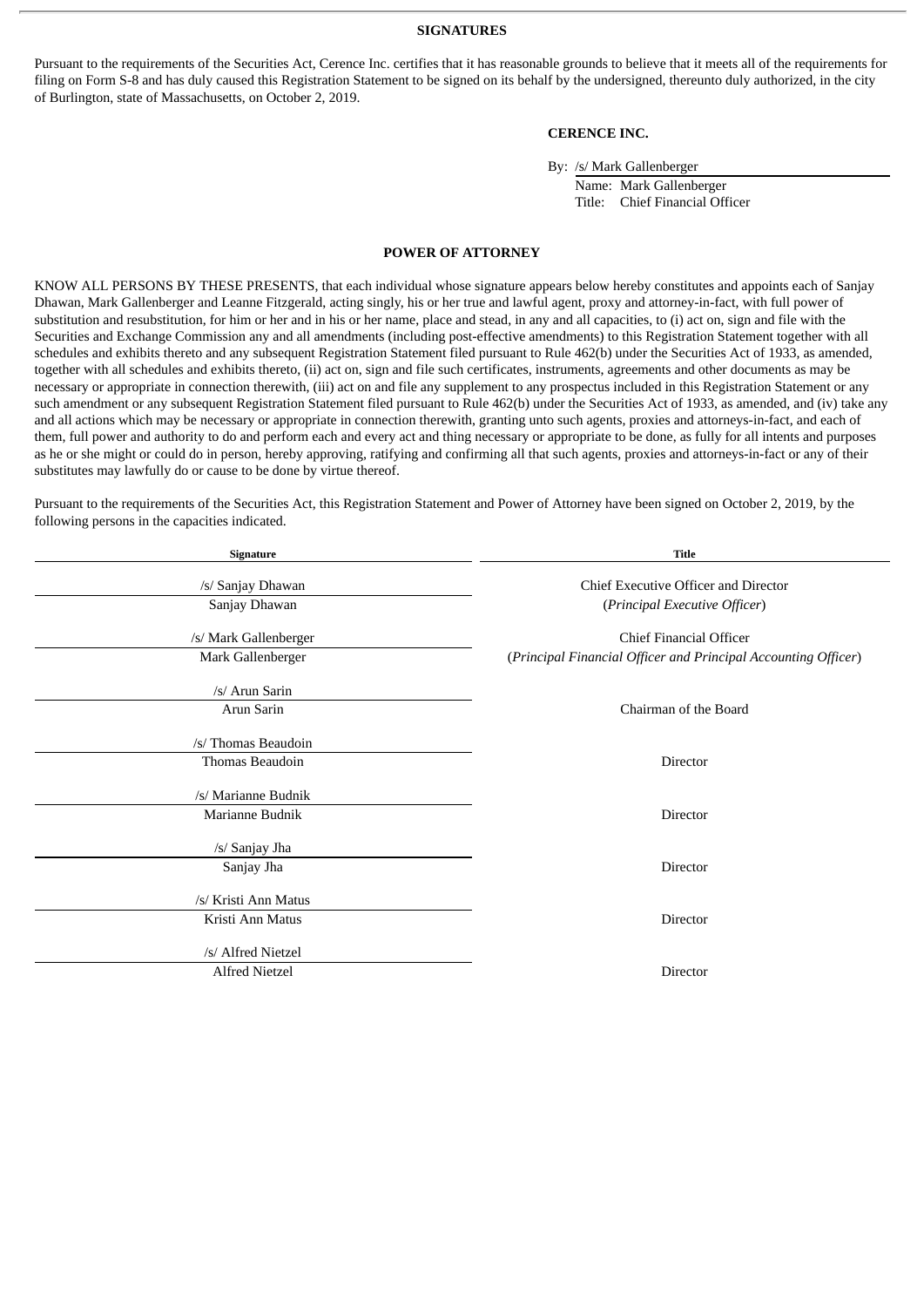## SIGNATURES

Pursuant to the requirements of the Securities Act, Cerence Inc. certifies that it has reasonable grounds to believe that it meets all of the requirements for filing on Form S-8 and has duly caused this Registration Statement to be signed on its behalf by the undersigned, thereunto duly authorized, in the city of Burlington, state of Massachusetts, on October 2, 2019.

**CERENCE INC.**

By: /s/ Mark Gallenberger
Name: Mark Gallenberger
Title: Chief Financial Officer

## POWER OF ATTORNEY

KNOW ALL PERSONS BY THESE PRESENTS, that each individual whose signature appears below hereby constitutes and appoints each of Sanjay Dhawan, Mark Gallenberger and Leanne Fitzgerald, acting singly, his or her true and lawful agent, proxy and attorney-in-fact, with full power of substitution and resubstitution, for him or her and in his or her name, place and stead, in any and all capacities, to (i) act on, sign and file with the Securities and Exchange Commission any and all amendments (including post-effective amendments) to this Registration Statement together with all schedules and exhibits thereto and any subsequent Registration Statement filed pursuant to Rule 462(b) under the Securities Act of 1933, as amended, together with all schedules and exhibits thereto, (ii) act on, sign and file such certificates, instruments, agreements and other documents as may be necessary or appropriate in connection therewith, (iii) act on and file any supplement to any prospectus included in this Registration Statement or any such amendment or any subsequent Registration Statement filed pursuant to Rule 462(b) under the Securities Act of 1933, as amended, and (iv) take any and all actions which may be necessary or appropriate in connection therewith, granting unto such agents, proxies and attorneys-in-fact, and each of them, full power and authority to do and perform each and every act and thing necessary or appropriate to be done, as fully for all intents and purposes as he or she might or could do in person, hereby approving, ratifying and confirming all that such agents, proxies and attorneys-in-fact or any of their substitutes may lawfully do or cause to be done by virtue thereof.

Pursuant to the requirements of the Securities Act, this Registration Statement and Power of Attorney have been signed on October 2, 2019, by the following persons in the capacities indicated.

| Signature | Title |
| --- | --- |
| /s/ Sanjay Dhawan<br>Sanjay Dhawan | Chief Executive Officer and Director<br>(*Principal Executive Officer*) |
| /s/ Mark Gallenberger<br>Mark Gallenberger | Chief Financial Officer<br>(*Principal Financial Officer and Principal Accounting Officer*) |
| /s/ Arun Sarin<br>Arun Sarin | Chairman of the Board |
| /s/ Thomas Beaudoin<br>Thomas Beaudoin | Director |
| /s/ Marianne Budnik<br>Marianne Budnik | Director |
| /s/ Sanjay Jha<br>Sanjay Jha | Director |
| /s/ Kristi Ann Matus<br>Kristi Ann Matus | Director |
| /s/ Alfred Nietzel<br>Alfred Nietzel | Director |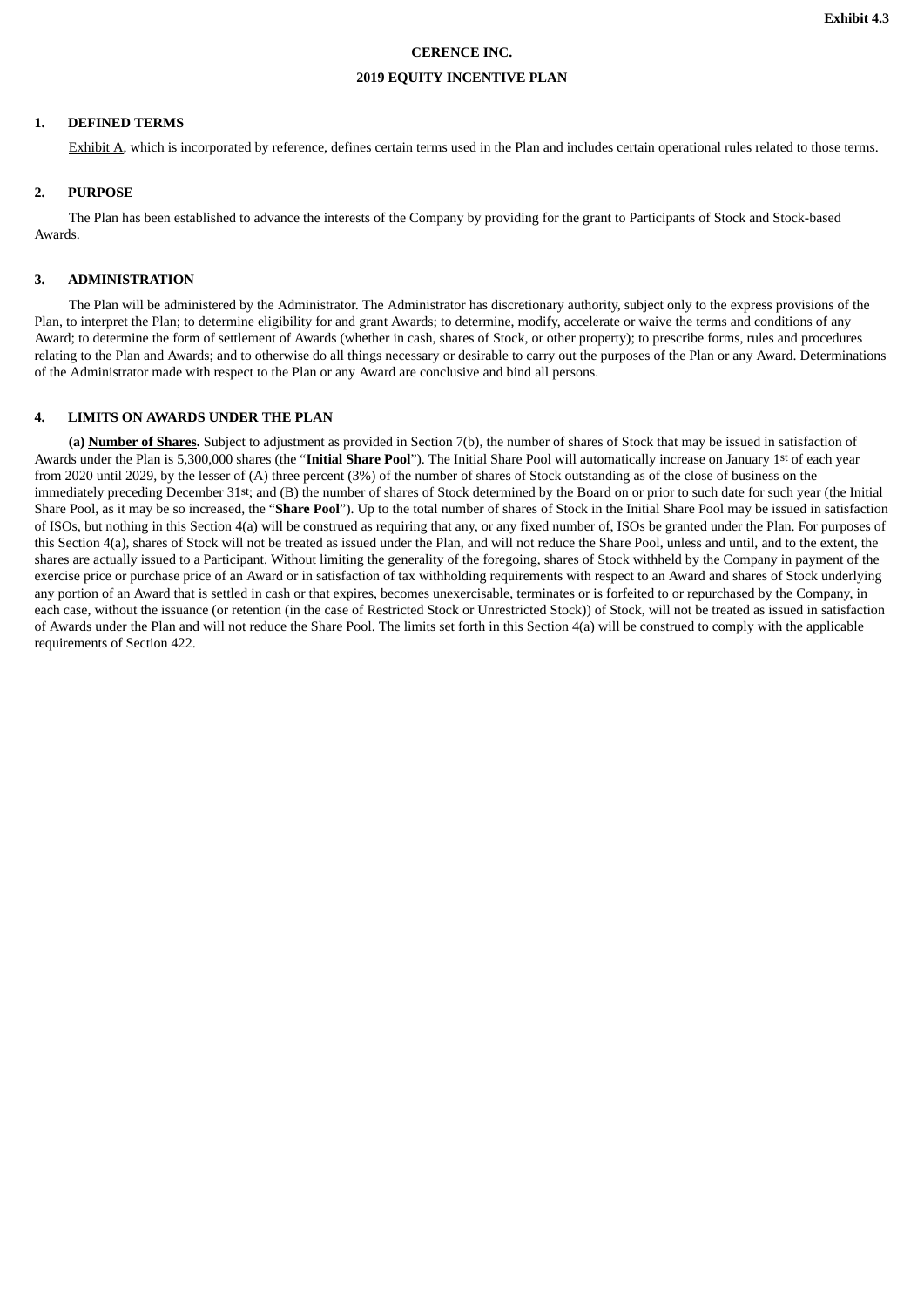**Exhibit 4.3**

**CERENCE INC.**

**2019 EQUITY INCENTIVE PLAN**

**1. DEFINED TERMS**

Exhibit A, which is incorporated by reference, defines certain terms used in the Plan and includes certain operational rules related to those terms.

**2. PURPOSE**

The Plan has been established to advance the interests of the Company by providing for the grant to Participants of Stock and Stock-based Awards.

**3. ADMINISTRATION**

The Plan will be administered by the Administrator. The Administrator has discretionary authority, subject only to the express provisions of the Plan, to interpret the Plan; to determine eligibility for and grant Awards; to determine, modify, accelerate or waive the terms and conditions of any Award; to determine the form of settlement of Awards (whether in cash, shares of Stock, or other property); to prescribe forms, rules and procedures relating to the Plan and Awards; and to otherwise do all things necessary or desirable to carry out the purposes of the Plan or any Award. Determinations of the Administrator made with respect to the Plan or any Award are conclusive and bind all persons.

**4. LIMITS ON AWARDS UNDER THE PLAN**

**(a) Number of Shares.** Subject to adjustment as provided in Section 7(b), the number of shares of Stock that may be issued in satisfaction of Awards under the Plan is 5,300,000 shares (the "**Initial Share Pool**"). The Initial Share Pool will automatically increase on January 1st of each year from 2020 until 2029, by the lesser of (A) three percent (3%) of the number of shares of Stock outstanding as of the close of business on the immediately preceding December 31st; and (B) the number of shares of Stock determined by the Board on or prior to such date for such year (the Initial Share Pool, as it may be so increased, the "**Share Pool**"). Up to the total number of shares of Stock in the Initial Share Pool may be issued in satisfaction of ISOs, but nothing in this Section 4(a) will be construed as requiring that any, or any fixed number of, ISOs be granted under the Plan. For purposes of this Section 4(a), shares of Stock will not be treated as issued under the Plan, and will not reduce the Share Pool, unless and until, and to the extent, the shares are actually issued to a Participant. Without limiting the generality of the foregoing, shares of Stock withheld by the Company in payment of the exercise price or purchase price of an Award or in satisfaction of tax withholding requirements with respect to an Award and shares of Stock underlying any portion of an Award that is settled in cash or that expires, becomes unexercisable, terminates or is forfeited to or repurchased by the Company, in each case, without the issuance (or retention (in the case of Restricted Stock or Unrestricted Stock)) of Stock, will not be treated as issued in satisfaction of Awards under the Plan and will not reduce the Share Pool. The limits set forth in this Section 4(a) will be construed to comply with the applicable requirements of Section 422.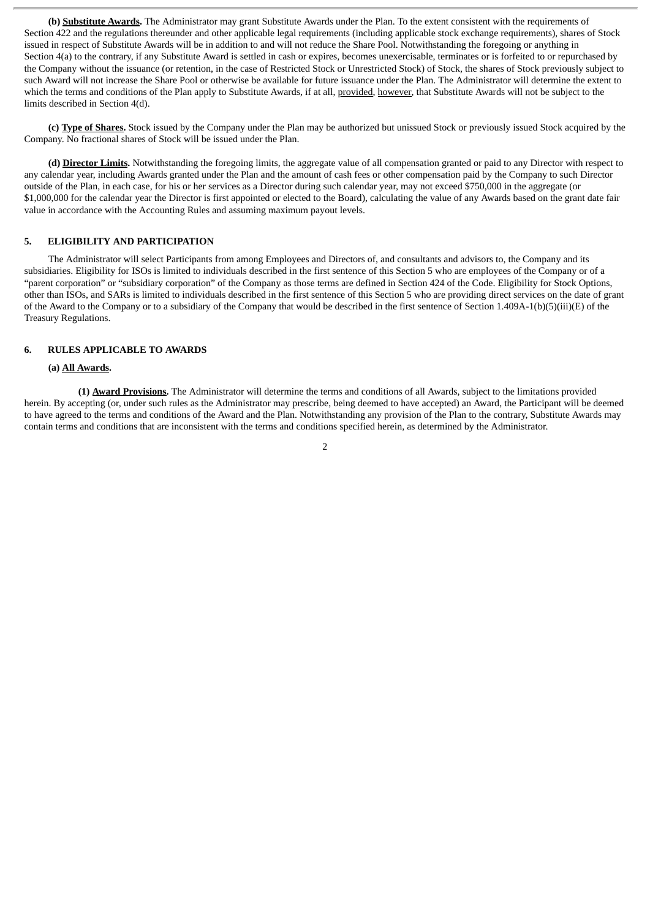**(b) <u>Substitute Awards</u>.** The Administrator may grant Substitute Awards under the Plan. To the extent consistent with the requirements of Section 422 and the regulations thereunder and other applicable legal requirements (including applicable stock exchange requirements), shares of Stock issued in respect of Substitute Awards will be in addition to and will not reduce the Share Pool. Notwithstanding the foregoing or anything in Section 4(a) to the contrary, if any Substitute Award is settled in cash or expires, becomes unexercisable, terminates or is forfeited to or repurchased by the Company without the issuance (or retention, in the case of Restricted Stock or Unrestricted Stock) of Stock, the shares of Stock previously subject to such Award will not increase the Share Pool or otherwise be available for future issuance under the Plan. The Administrator will determine the extent to which the terms and conditions of the Plan apply to Substitute Awards, if at all, <u>provided</u>, <u>however</u>, that Substitute Awards will not be subject to the limits described in Section 4(d).

**(c) <u>Type of Shares</u>.** Stock issued by the Company under the Plan may be authorized but unissued Stock or previously issued Stock acquired by the Company. No fractional shares of Stock will be issued under the Plan.

**(d) <u>Director Limits</u>.** Notwithstanding the foregoing limits, the aggregate value of all compensation granted or paid to any Director with respect to any calendar year, including Awards granted under the Plan and the amount of cash fees or other compensation paid by the Company to such Director outside of the Plan, in each case, for his or her services as a Director during such calendar year, may not exceed $750,000 in the aggregate (or $1,000,000 for the calendar year the Director is first appointed or elected to the Board), calculating the value of any Awards based on the grant date fair value in accordance with the Accounting Rules and assuming maximum payout levels.

## 5. ELIGIBILITY AND PARTICIPATION

The Administrator will select Participants from among Employees and Directors of, and consultants and advisors to, the Company and its subsidiaries. Eligibility for ISOs is limited to individuals described in the first sentence of this Section 5 who are employees of the Company or of a "parent corporation" or "subsidiary corporation" of the Company as those terms are defined in Section 424 of the Code. Eligibility for Stock Options, other than ISOs, and SARs is limited to individuals described in the first sentence of this Section 5 who are providing direct services on the date of grant of the Award to the Company or to a subsidiary of the Company that would be described in the first sentence of Section 1.409A-1(b)(5)(iii)(E) of the Treasury Regulations.

## 6. RULES APPLICABLE TO AWARDS

**(a) <u>All Awards</u>.**

**(1) <u>Award Provisions</u>.** The Administrator will determine the terms and conditions of all Awards, subject to the limitations provided herein. By accepting (or, under such rules as the Administrator may prescribe, being deemed to have accepted) an Award, the Participant will be deemed to have agreed to the terms and conditions of the Award and the Plan. Notwithstanding any provision of the Plan to the contrary, Substitute Awards may contain terms and conditions that are inconsistent with the terms and conditions specified herein, as determined by the Administrator.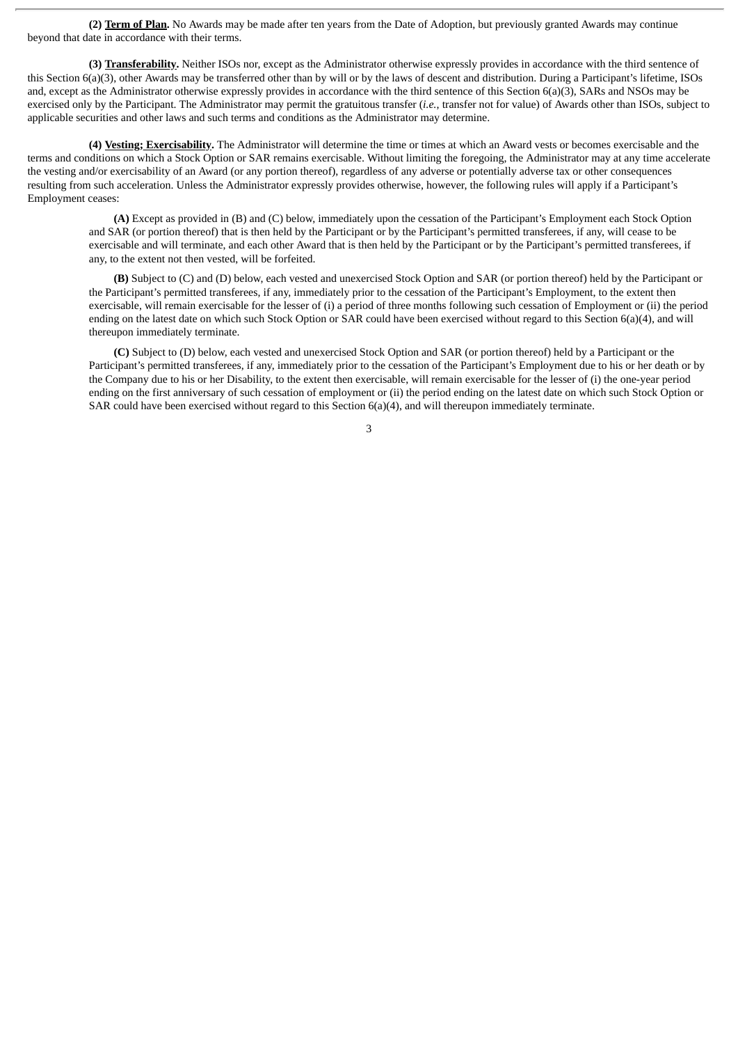**(2) Term of Plan.** No Awards may be made after ten years from the Date of Adoption, but previously granted Awards may continue beyond that date in accordance with their terms.

**(3) Transferability.** Neither ISOs nor, except as the Administrator otherwise expressly provides in accordance with the third sentence of this Section 6(a)(3), other Awards may be transferred other than by will or by the laws of descent and distribution. During a Participant's lifetime, ISOs and, except as the Administrator otherwise expressly provides in accordance with the third sentence of this Section 6(a)(3), SARs and NSOs may be exercised only by the Participant. The Administrator may permit the gratuitous transfer (*i.e.*, transfer not for value) of Awards other than ISOs, subject to applicable securities and other laws and such terms and conditions as the Administrator may determine.

**(4) Vesting; Exercisability.** The Administrator will determine the time or times at which an Award vests or becomes exercisable and the terms and conditions on which a Stock Option or SAR remains exercisable. Without limiting the foregoing, the Administrator may at any time accelerate the vesting and/or exercisability of an Award (or any portion thereof), regardless of any adverse or potentially adverse tax or other consequences resulting from such acceleration. Unless the Administrator expressly provides otherwise, however, the following rules will apply if a Participant's Employment ceases:

> **(A)** Except as provided in (B) and (C) below, immediately upon the cessation of the Participant's Employment each Stock Option and SAR (or portion thereof) that is then held by the Participant or by the Participant's permitted transferees, if any, will cease to be exercisable and will terminate, and each other Award that is then held by the Participant or by the Participant's permitted transferees, if any, to the extent not then vested, will be forfeited.
>
> **(B)** Subject to (C) and (D) below, each vested and unexercised Stock Option and SAR (or portion thereof) held by the Participant or the Participant's permitted transferees, if any, immediately prior to the cessation of the Participant's Employment, to the extent then exercisable, will remain exercisable for the lesser of (i) a period of three months following such cessation of Employment or (ii) the period ending on the latest date on which such Stock Option or SAR could have been exercised without regard to this Section 6(a)(4), and will thereupon immediately terminate.
>
> **(C)** Subject to (D) below, each vested and unexercised Stock Option and SAR (or portion thereof) held by a Participant or the Participant's permitted transferees, if any, immediately prior to the cessation of the Participant's Employment due to his or her death or by the Company due to his or her Disability, to the extent then exercisable, will remain exercisable for the lesser of (i) the one-year period ending on the first anniversary of such cessation of employment or (ii) the period ending on the latest date on which such Stock Option or SAR could have been exercised without regard to this Section 6(a)(4), and will thereupon immediately terminate.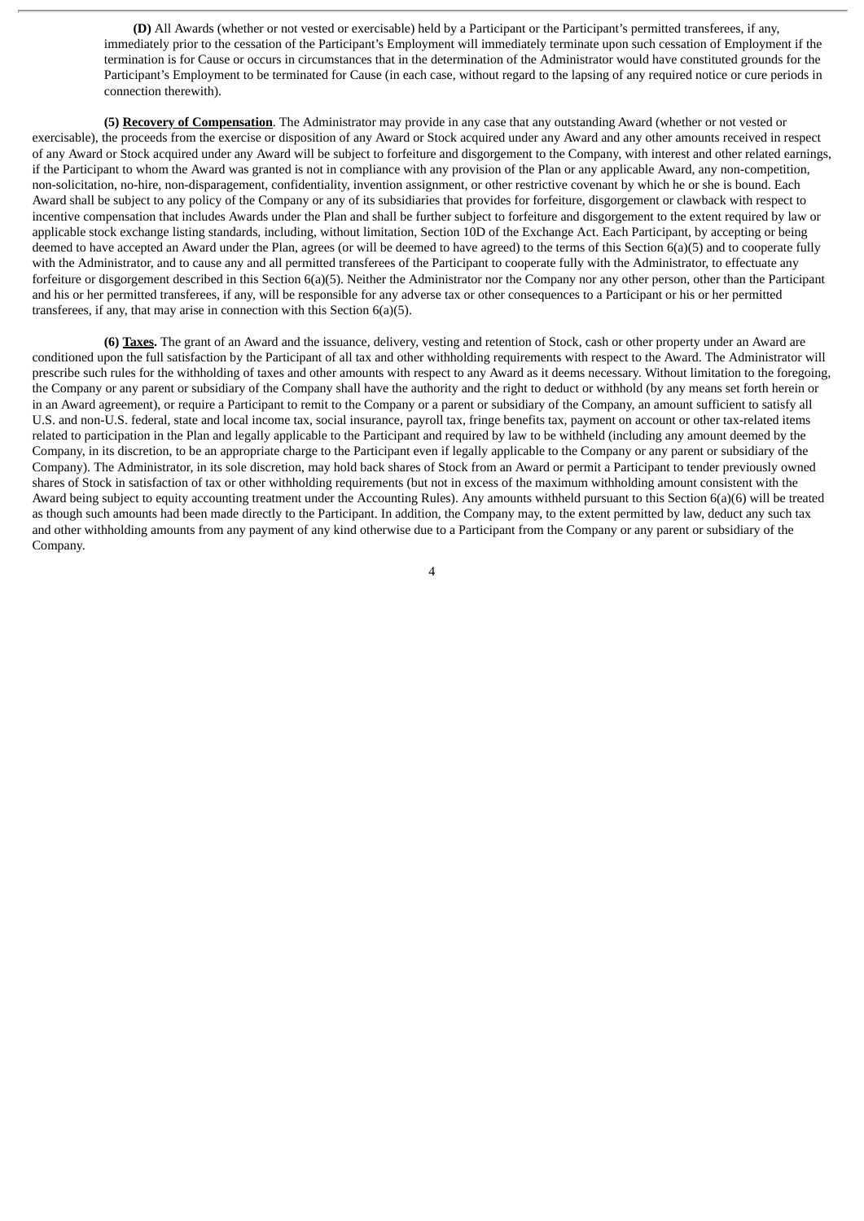**(D)** All Awards (whether or not vested or exercisable) held by a Participant or the Participant's permitted transferees, if any, immediately prior to the cessation of the Participant's Employment will immediately terminate upon such cessation of Employment if the termination is for Cause or occurs in circumstances that in the determination of the Administrator would have constituted grounds for the Participant's Employment to be terminated for Cause (in each case, without regard to the lapsing of any required notice or cure periods in connection therewith).

**(5) <u>Recovery of Compensation</u>**. The Administrator may provide in any case that any outstanding Award (whether or not vested or exercisable), the proceeds from the exercise or disposition of any Award or Stock acquired under any Award and any other amounts received in respect of any Award or Stock acquired under any Award will be subject to forfeiture and disgorgement to the Company, with interest and other related earnings, if the Participant to whom the Award was granted is not in compliance with any provision of the Plan or any applicable Award, any non-competition, non-solicitation, no-hire, non-disparagement, confidentiality, invention assignment, or other restrictive covenant by which he or she is bound. Each Award shall be subject to any policy of the Company or any of its subsidiaries that provides for forfeiture, disgorgement or clawback with respect to incentive compensation that includes Awards under the Plan and shall be further subject to forfeiture and disgorgement to the extent required by law or applicable stock exchange listing standards, including, without limitation, Section 10D of the Exchange Act. Each Participant, by accepting or being deemed to have accepted an Award under the Plan, agrees (or will be deemed to have agreed) to the terms of this Section 6(a)(5) and to cooperate fully with the Administrator, and to cause any and all permitted transferees of the Participant to cooperate fully with the Administrator, to effectuate any forfeiture or disgorgement described in this Section 6(a)(5). Neither the Administrator nor the Company nor any other person, other than the Participant and his or her permitted transferees, if any, will be responsible for any adverse tax or other consequences to a Participant or his or her permitted transferees, if any, that may arise in connection with this Section 6(a)(5).

**(6) <u>Taxes</u>.** The grant of an Award and the issuance, delivery, vesting and retention of Stock, cash or other property under an Award are conditioned upon the full satisfaction by the Participant of all tax and other withholding requirements with respect to the Award. The Administrator will prescribe such rules for the withholding of taxes and other amounts with respect to any Award as it deems necessary. Without limitation to the foregoing, the Company or any parent or subsidiary of the Company shall have the authority and the right to deduct or withhold (by any means set forth herein or in an Award agreement), or require a Participant to remit to the Company or a parent or subsidiary of the Company, an amount sufficient to satisfy all U.S. and non-U.S. federal, state and local income tax, social insurance, payroll tax, fringe benefits tax, payment on account or other tax-related items related to participation in the Plan and legally applicable to the Participant and required by law to be withheld (including any amount deemed by the Company, in its discretion, to be an appropriate charge to the Participant even if legally applicable to the Company or any parent or subsidiary of the Company). The Administrator, in its sole discretion, may hold back shares of Stock from an Award or permit a Participant to tender previously owned shares of Stock in satisfaction of tax or other withholding requirements (but not in excess of the maximum withholding amount consistent with the Award being subject to equity accounting treatment under the Accounting Rules). Any amounts withheld pursuant to this Section 6(a)(6) will be treated as though such amounts had been made directly to the Participant. In addition, the Company may, to the extent permitted by law, deduct any such tax and other withholding amounts from any payment of any kind otherwise due to a Participant from the Company or any parent or subsidiary of the Company.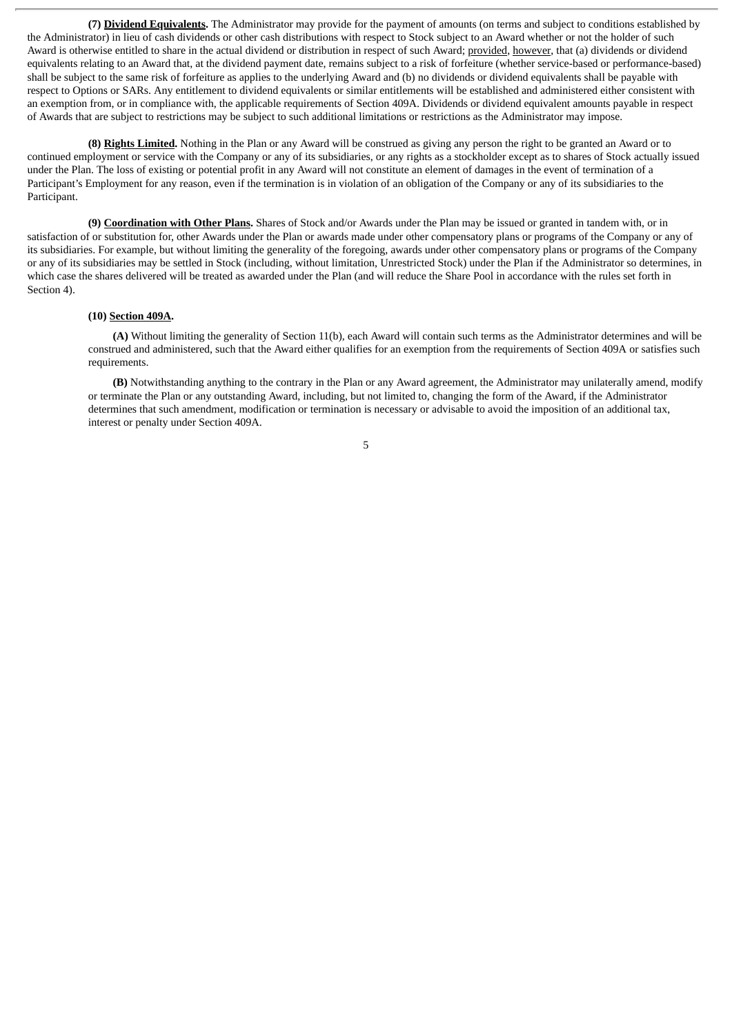**(7) <u>Dividend Equivalents</u>.** The Administrator may provide for the payment of amounts (on terms and subject to conditions established by the Administrator) in lieu of cash dividends or other cash distributions with respect to Stock subject to an Award whether or not the holder of such Award is otherwise entitled to share in the actual dividend or distribution in respect of such Award; <u>provided</u>, <u>however</u>, that (a) dividends or dividend equivalents relating to an Award that, at the dividend payment date, remains subject to a risk of forfeiture (whether service-based or performance-based) shall be subject to the same risk of forfeiture as applies to the underlying Award and (b) no dividends or dividend equivalents shall be payable with respect to Options or SARs. Any entitlement to dividend equivalents or similar entitlements will be established and administered either consistent with an exemption from, or in compliance with, the applicable requirements of Section 409A. Dividends or dividend equivalent amounts payable in respect of Awards that are subject to restrictions may be subject to such additional limitations or restrictions as the Administrator may impose.

**(8) <u>Rights Limited</u>.** Nothing in the Plan or any Award will be construed as giving any person the right to be granted an Award or to continued employment or service with the Company or any of its subsidiaries, or any rights as a stockholder except as to shares of Stock actually issued under the Plan. The loss of existing or potential profit in any Award will not constitute an element of damages in the event of termination of a Participant's Employment for any reason, even if the termination is in violation of an obligation of the Company or any of its subsidiaries to the Participant.

**(9) <u>Coordination with Other Plans</u>.** Shares of Stock and/or Awards under the Plan may be issued or granted in tandem with, or in satisfaction of or substitution for, other Awards under the Plan or awards made under other compensatory plans or programs of the Company or any of its subsidiaries. For example, but without limiting the generality of the foregoing, awards under other compensatory plans or programs of the Company or any of its subsidiaries may be settled in Stock (including, without limitation, Unrestricted Stock) under the Plan if the Administrator so determines, in which case the shares delivered will be treated as awarded under the Plan (and will reduce the Share Pool in accordance with the rules set forth in Section 4).

**(10) <u>Section 409A</u>.**

**(A)** Without limiting the generality of Section 11(b), each Award will contain such terms as the Administrator determines and will be construed and administered, such that the Award either qualifies for an exemption from the requirements of Section 409A or satisfies such requirements.

**(B)** Notwithstanding anything to the contrary in the Plan or any Award agreement, the Administrator may unilaterally amend, modify or terminate the Plan or any outstanding Award, including, but not limited to, changing the form of the Award, if the Administrator determines that such amendment, modification or termination is necessary or advisable to avoid the imposition of an additional tax, interest or penalty under Section 409A.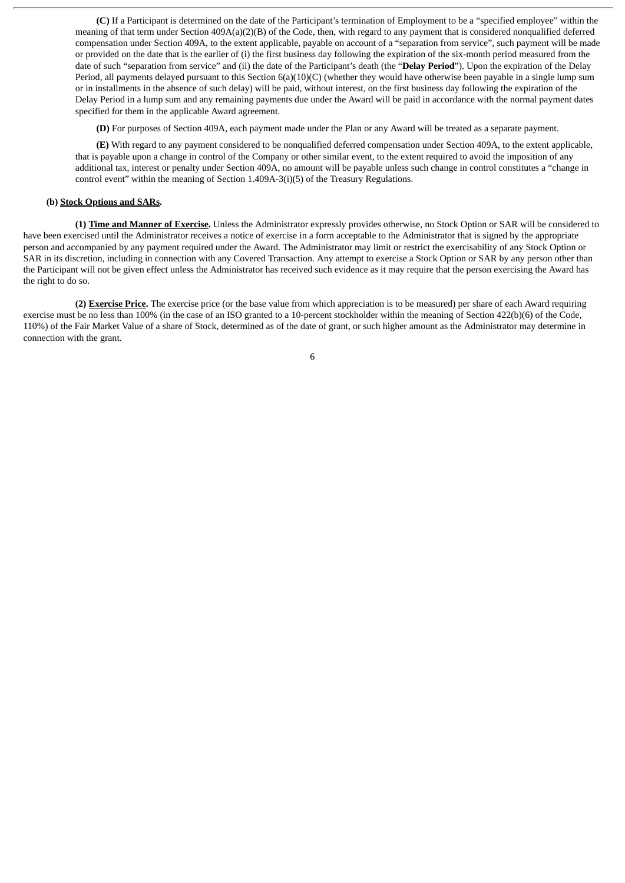**(C)** If a Participant is determined on the date of the Participant's termination of Employment to be a "specified employee" within the meaning of that term under Section 409A(a)(2)(B) of the Code, then, with regard to any payment that is considered nonqualified deferred compensation under Section 409A, to the extent applicable, payable on account of a "separation from service", such payment will be made or provided on the date that is the earlier of (i) the first business day following the expiration of the six-month period measured from the date of such "separation from service" and (ii) the date of the Participant's death (the "**Delay Period**"). Upon the expiration of the Delay Period, all payments delayed pursuant to this Section 6(a)(10)(C) (whether they would have otherwise been payable in a single lump sum or in installments in the absence of such delay) will be paid, without interest, on the first business day following the expiration of the Delay Period in a lump sum and any remaining payments due under the Award will be paid in accordance with the normal payment dates specified for them in the applicable Award agreement.

**(D)** For purposes of Section 409A, each payment made under the Plan or any Award will be treated as a separate payment.

**(E)** With regard to any payment considered to be nonqualified deferred compensation under Section 409A, to the extent applicable, that is payable upon a change in control of the Company or other similar event, to the extent required to avoid the imposition of any additional tax, interest or penalty under Section 409A, no amount will be payable unless such change in control constitutes a "change in control event" within the meaning of Section 1.409A-3(i)(5) of the Treasury Regulations.

**(b) Stock Options and SARs.**

**(1) Time and Manner of Exercise.** Unless the Administrator expressly provides otherwise, no Stock Option or SAR will be considered to have been exercised until the Administrator receives a notice of exercise in a form acceptable to the Administrator that is signed by the appropriate person and accompanied by any payment required under the Award. The Administrator may limit or restrict the exercisability of any Stock Option or SAR in its discretion, including in connection with any Covered Transaction. Any attempt to exercise a Stock Option or SAR by any person other than the Participant will not be given effect unless the Administrator has received such evidence as it may require that the person exercising the Award has the right to do so.

**(2) Exercise Price.** The exercise price (or the base value from which appreciation is to be measured) per share of each Award requiring exercise must be no less than 100% (in the case of an ISO granted to a 10-percent stockholder within the meaning of Section 422(b)(6) of the Code, 110%) of the Fair Market Value of a share of Stock, determined as of the date of grant, or such higher amount as the Administrator may determine in connection with the grant.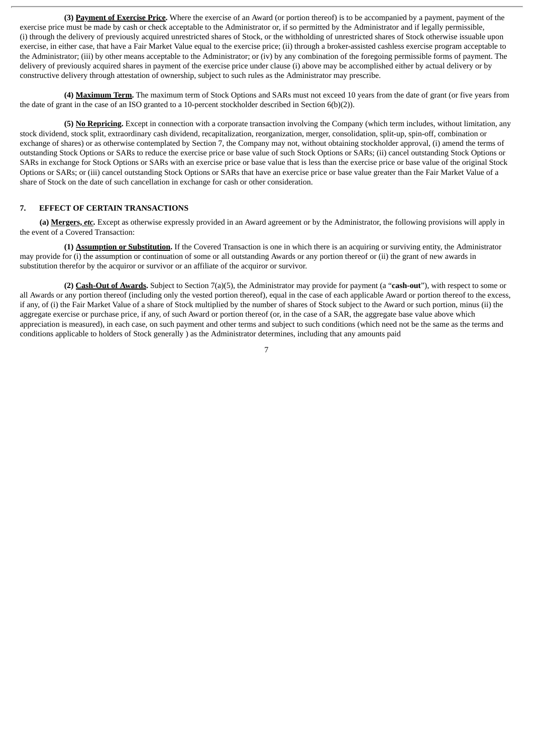**(3) <u>Payment of Exercise Price</u>.** Where the exercise of an Award (or portion thereof) is to be accompanied by a payment, payment of the exercise price must be made by cash or check acceptable to the Administrator or, if so permitted by the Administrator and if legally permissible, (i) through the delivery of previously acquired unrestricted shares of Stock, or the withholding of unrestricted shares of Stock otherwise issuable upon exercise, in either case, that have a Fair Market Value equal to the exercise price; (ii) through a broker-assisted cashless exercise program acceptable to the Administrator; (iii) by other means acceptable to the Administrator; or (iv) by any combination of the foregoing permissible forms of payment. The delivery of previously acquired shares in payment of the exercise price under clause (i) above may be accomplished either by actual delivery or by constructive delivery through attestation of ownership, subject to such rules as the Administrator may prescribe.

**(4) <u>Maximum Term</u>.** The maximum term of Stock Options and SARs must not exceed 10 years from the date of grant (or five years from the date of grant in the case of an ISO granted to a 10-percent stockholder described in Section 6(b)(2)).

**(5) <u>No Repricing</u>.** Except in connection with a corporate transaction involving the Company (which term includes, without limitation, any stock dividend, stock split, extraordinary cash dividend, recapitalization, reorganization, merger, consolidation, split-up, spin-off, combination or exchange of shares) or as otherwise contemplated by Section 7, the Company may not, without obtaining stockholder approval, (i) amend the terms of outstanding Stock Options or SARs to reduce the exercise price or base value of such Stock Options or SARs; (ii) cancel outstanding Stock Options or SARs in exchange for Stock Options or SARs with an exercise price or base value that is less than the exercise price or base value of the original Stock Options or SARs; or (iii) cancel outstanding Stock Options or SARs that have an exercise price or base value greater than the Fair Market Value of a share of Stock on the date of such cancellation in exchange for cash or other consideration.

## 7. EFFECT OF CERTAIN TRANSACTIONS

**(a) <u>Mergers, *etc*</u>.** Except as otherwise expressly provided in an Award agreement or by the Administrator, the following provisions will apply in the event of a Covered Transaction:

**(1) <u>Assumption or Substitution</u>.** If the Covered Transaction is one in which there is an acquiring or surviving entity, the Administrator may provide for (i) the assumption or continuation of some or all outstanding Awards or any portion thereof or (ii) the grant of new awards in substitution therefor by the acquiror or survivor or an affiliate of the acquiror or survivor.

**(2) <u>Cash-Out of Awards</u>.** Subject to Section 7(a)(5), the Administrator may provide for payment (a "**cash-out**"), with respect to some or all Awards or any portion thereof (including only the vested portion thereof), equal in the case of each applicable Award or portion thereof to the excess, if any, of (i) the Fair Market Value of a share of Stock multiplied by the number of shares of Stock subject to the Award or such portion, minus (ii) the aggregate exercise or purchase price, if any, of such Award or portion thereof (or, in the case of a SAR, the aggregate base value above which appreciation is measured), in each case, on such payment and other terms and subject to such conditions (which need not be the same as the terms and conditions applicable to holders of Stock generally ) as the Administrator determines, including that any amounts paid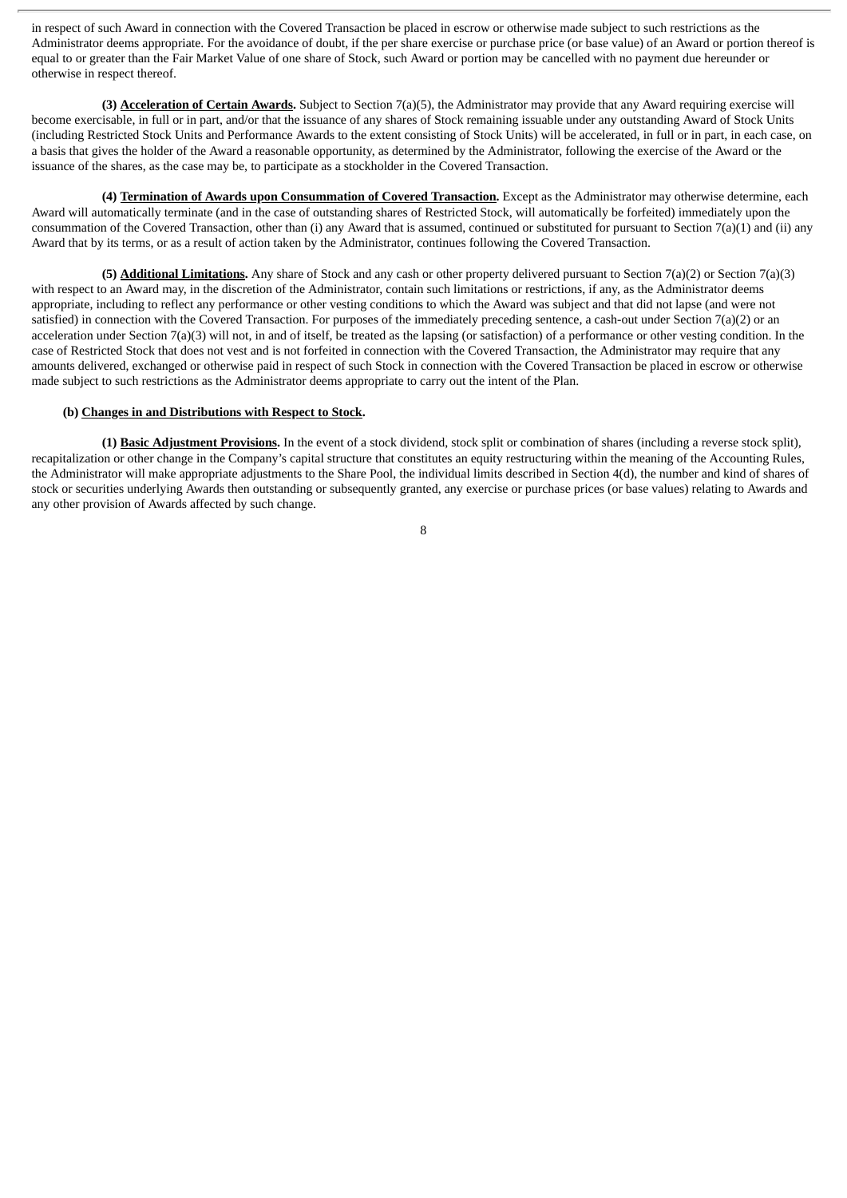in respect of such Award in connection with the Covered Transaction be placed in escrow or otherwise made subject to such restrictions as the Administrator deems appropriate. For the avoidance of doubt, if the per share exercise or purchase price (or base value) of an Award or portion thereof is equal to or greater than the Fair Market Value of one share of Stock, such Award or portion may be cancelled with no payment due hereunder or otherwise in respect thereof.

**(3) Acceleration of Certain Awards.** Subject to Section 7(a)(5), the Administrator may provide that any Award requiring exercise will become exercisable, in full or in part, and/or that the issuance of any shares of Stock remaining issuable under any outstanding Award of Stock Units (including Restricted Stock Units and Performance Awards to the extent consisting of Stock Units) will be accelerated, in full or in part, in each case, on a basis that gives the holder of the Award a reasonable opportunity, as determined by the Administrator, following the exercise of the Award or the issuance of the shares, as the case may be, to participate as a stockholder in the Covered Transaction.

**(4) Termination of Awards upon Consummation of Covered Transaction.** Except as the Administrator may otherwise determine, each Award will automatically terminate (and in the case of outstanding shares of Restricted Stock, will automatically be forfeited) immediately upon the consummation of the Covered Transaction, other than (i) any Award that is assumed, continued or substituted for pursuant to Section 7(a)(1) and (ii) any Award that by its terms, or as a result of action taken by the Administrator, continues following the Covered Transaction.

**(5) Additional Limitations.** Any share of Stock and any cash or other property delivered pursuant to Section 7(a)(2) or Section 7(a)(3) with respect to an Award may, in the discretion of the Administrator, contain such limitations or restrictions, if any, as the Administrator deems appropriate, including to reflect any performance or other vesting conditions to which the Award was subject and that did not lapse (and were not satisfied) in connection with the Covered Transaction. For purposes of the immediately preceding sentence, a cash-out under Section 7(a)(2) or an acceleration under Section 7(a)(3) will not, in and of itself, be treated as the lapsing (or satisfaction) of a performance or other vesting condition. In the case of Restricted Stock that does not vest and is not forfeited in connection with the Covered Transaction, the Administrator may require that any amounts delivered, exchanged or otherwise paid in respect of such Stock in connection with the Covered Transaction be placed in escrow or otherwise made subject to such restrictions as the Administrator deems appropriate to carry out the intent of the Plan.

**(b) Changes in and Distributions with Respect to Stock.**

**(1) Basic Adjustment Provisions.** In the event of a stock dividend, stock split or combination of shares (including a reverse stock split), recapitalization or other change in the Company's capital structure that constitutes an equity restructuring within the meaning of the Accounting Rules, the Administrator will make appropriate adjustments to the Share Pool, the individual limits described in Section 4(d), the number and kind of shares of stock or securities underlying Awards then outstanding or subsequently granted, any exercise or purchase prices (or base values) relating to Awards and any other provision of Awards affected by such change.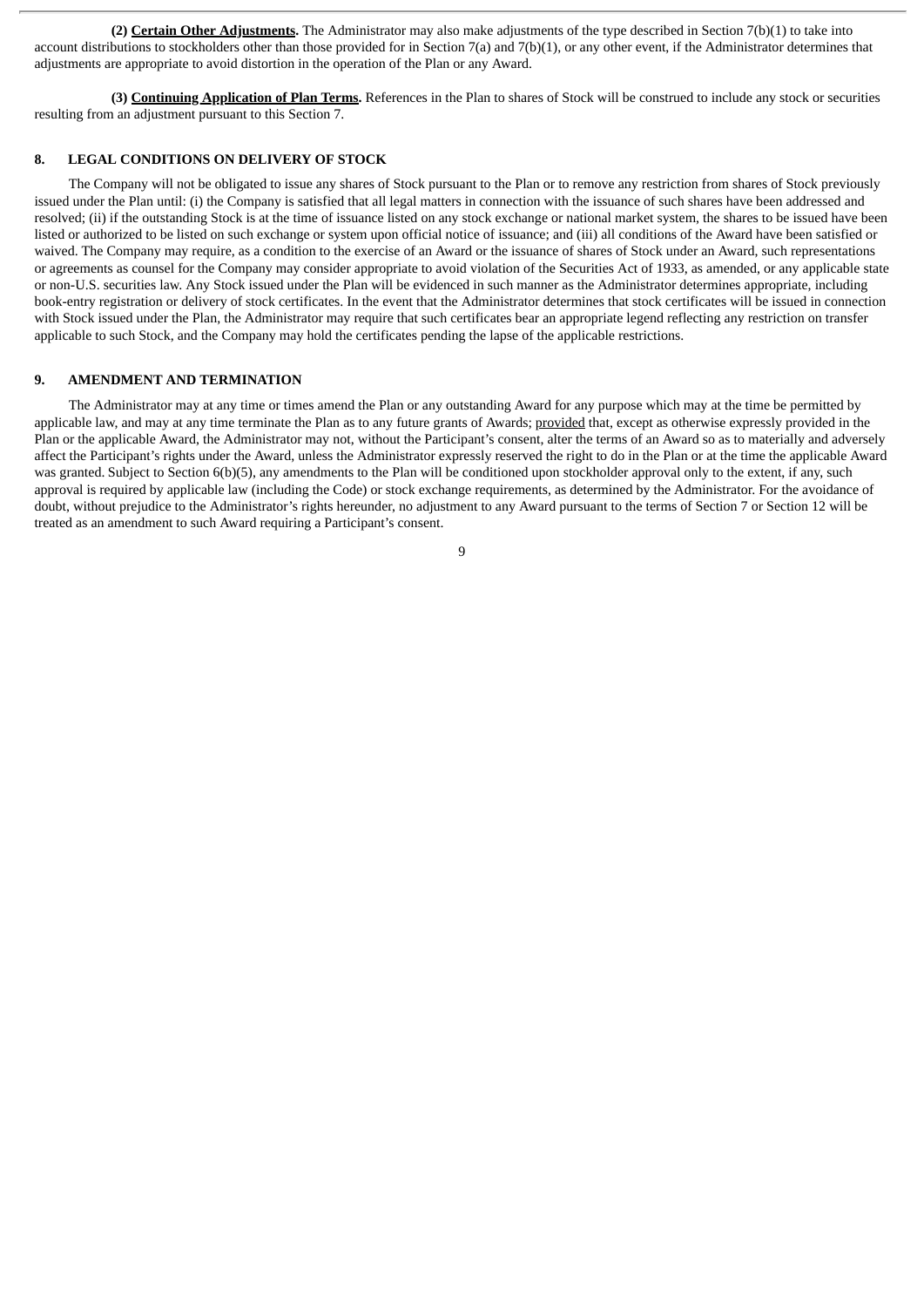**(2) Certain Other Adjustments.** The Administrator may also make adjustments of the type described in Section 7(b)(1) to take into account distributions to stockholders other than those provided for in Section 7(a) and 7(b)(1), or any other event, if the Administrator determines that adjustments are appropriate to avoid distortion in the operation of the Plan or any Award.

**(3) Continuing Application of Plan Terms.** References in the Plan to shares of Stock will be construed to include any stock or securities resulting from an adjustment pursuant to this Section 7.

## 8. LEGAL CONDITIONS ON DELIVERY OF STOCK

The Company will not be obligated to issue any shares of Stock pursuant to the Plan or to remove any restriction from shares of Stock previously issued under the Plan until: (i) the Company is satisfied that all legal matters in connection with the issuance of such shares have been addressed and resolved; (ii) if the outstanding Stock is at the time of issuance listed on any stock exchange or national market system, the shares to be issued have been listed or authorized to be listed on such exchange or system upon official notice of issuance; and (iii) all conditions of the Award have been satisfied or waived. The Company may require, as a condition to the exercise of an Award or the issuance of shares of Stock under an Award, such representations or agreements as counsel for the Company may consider appropriate to avoid violation of the Securities Act of 1933, as amended, or any applicable state or non-U.S. securities law. Any Stock issued under the Plan will be evidenced in such manner as the Administrator determines appropriate, including book-entry registration or delivery of stock certificates. In the event that the Administrator determines that stock certificates will be issued in connection with Stock issued under the Plan, the Administrator may require that such certificates bear an appropriate legend reflecting any restriction on transfer applicable to such Stock, and the Company may hold the certificates pending the lapse of the applicable restrictions.

## 9. AMENDMENT AND TERMINATION

The Administrator may at any time or times amend the Plan or any outstanding Award for any purpose which may at the time be permitted by applicable law, and may at any time terminate the Plan as to any future grants of Awards; provided that, except as otherwise expressly provided in the Plan or the applicable Award, the Administrator may not, without the Participant's consent, alter the terms of an Award so as to materially and adversely affect the Participant's rights under the Award, unless the Administrator expressly reserved the right to do in the Plan or at the time the applicable Award was granted. Subject to Section 6(b)(5), any amendments to the Plan will be conditioned upon stockholder approval only to the extent, if any, such approval is required by applicable law (including the Code) or stock exchange requirements, as determined by the Administrator. For the avoidance of doubt, without prejudice to the Administrator's rights hereunder, no adjustment to any Award pursuant to the terms of Section 7 or Section 12 will be treated as an amendment to such Award requiring a Participant's consent.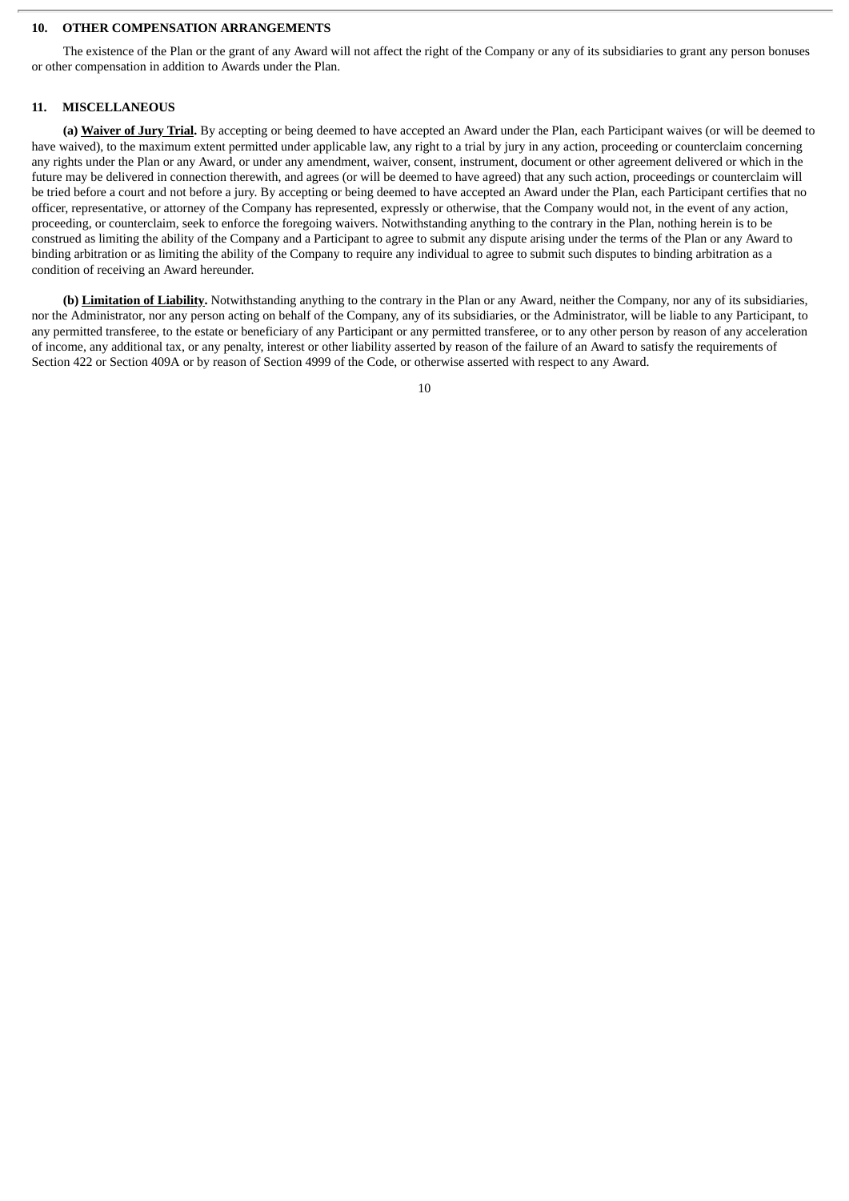## 10. OTHER COMPENSATION ARRANGEMENTS

The existence of the Plan or the grant of any Award will not affect the right of the Company or any of its subsidiaries to grant any person bonuses or other compensation in addition to Awards under the Plan.

## 11. MISCELLANEOUS

**(a) Waiver of Jury Trial.** By accepting or being deemed to have accepted an Award under the Plan, each Participant waives (or will be deemed to have waived), to the maximum extent permitted under applicable law, any right to a trial by jury in any action, proceeding or counterclaim concerning any rights under the Plan or any Award, or under any amendment, waiver, consent, instrument, document or other agreement delivered or which in the future may be delivered in connection therewith, and agrees (or will be deemed to have agreed) that any such action, proceedings or counterclaim will be tried before a court and not before a jury. By accepting or being deemed to have accepted an Award under the Plan, each Participant certifies that no officer, representative, or attorney of the Company has represented, expressly or otherwise, that the Company would not, in the event of any action, proceeding, or counterclaim, seek to enforce the foregoing waivers. Notwithstanding anything to the contrary in the Plan, nothing herein is to be construed as limiting the ability of the Company and a Participant to agree to submit any dispute arising under the terms of the Plan or any Award to binding arbitration or as limiting the ability of the Company to require any individual to agree to submit such disputes to binding arbitration as a condition of receiving an Award hereunder.

**(b) Limitation of Liability.** Notwithstanding anything to the contrary in the Plan or any Award, neither the Company, nor any of its subsidiaries, nor the Administrator, nor any person acting on behalf of the Company, any of its subsidiaries, or the Administrator, will be liable to any Participant, to any permitted transferee, to the estate or beneficiary of any Participant or any permitted transferee, or to any other person by reason of any acceleration of income, any additional tax, or any penalty, interest or other liability asserted by reason of the failure of an Award to satisfy the requirements of Section 422 or Section 409A or by reason of Section 4999 of the Code, or otherwise asserted with respect to any Award.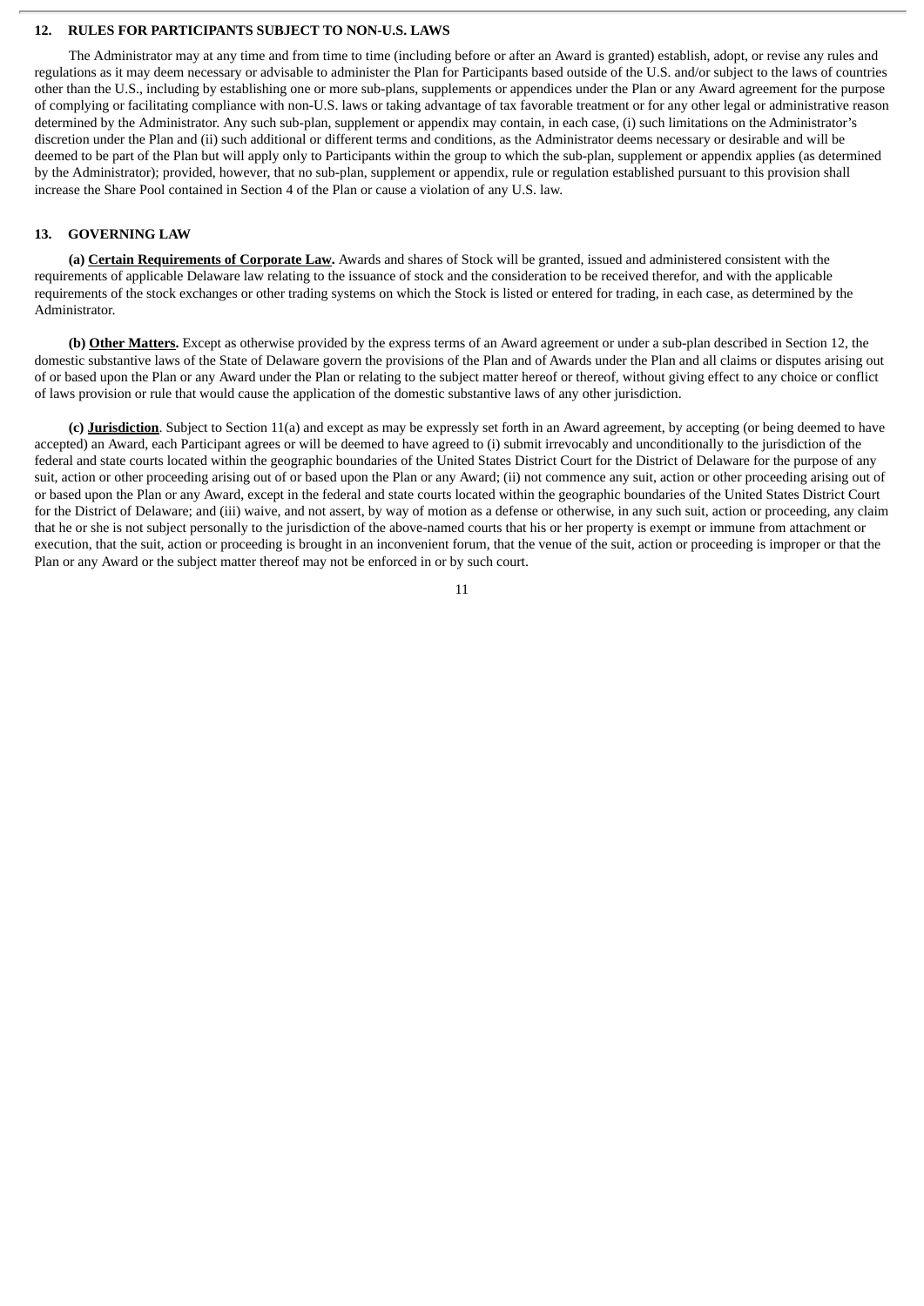## 12. RULES FOR PARTICIPANTS SUBJECT TO NON-U.S. LAWS

The Administrator may at any time and from time to time (including before or after an Award is granted) establish, adopt, or revise any rules and regulations as it may deem necessary or advisable to administer the Plan for Participants based outside of the U.S. and/or subject to the laws of countries other than the U.S., including by establishing one or more sub-plans, supplements or appendices under the Plan or any Award agreement for the purpose of complying or facilitating compliance with non-U.S. laws or taking advantage of tax favorable treatment or for any other legal or administrative reason determined by the Administrator. Any such sub-plan, supplement or appendix may contain, in each case, (i) such limitations on the Administrator's discretion under the Plan and (ii) such additional or different terms and conditions, as the Administrator deems necessary or desirable and will be deemed to be part of the Plan but will apply only to Participants within the group to which the sub-plan, supplement or appendix applies (as determined by the Administrator); provided, however, that no sub-plan, supplement or appendix, rule or regulation established pursuant to this provision shall increase the Share Pool contained in Section 4 of the Plan or cause a violation of any U.S. law.

## 13. GOVERNING LAW

**(a) Certain Requirements of Corporate Law.** Awards and shares of Stock will be granted, issued and administered consistent with the requirements of applicable Delaware law relating to the issuance of stock and the consideration to be received therefor, and with the applicable requirements of the stock exchanges or other trading systems on which the Stock is listed or entered for trading, in each case, as determined by the Administrator.

**(b) Other Matters.** Except as otherwise provided by the express terms of an Award agreement or under a sub-plan described in Section 12, the domestic substantive laws of the State of Delaware govern the provisions of the Plan and of Awards under the Plan and all claims or disputes arising out of or based upon the Plan or any Award under the Plan or relating to the subject matter hereof or thereof, without giving effect to any choice or conflict of laws provision or rule that would cause the application of the domestic substantive laws of any other jurisdiction.

**(c) Jurisdiction**. Subject to Section 11(a) and except as may be expressly set forth in an Award agreement, by accepting (or being deemed to have accepted) an Award, each Participant agrees or will be deemed to have agreed to (i) submit irrevocably and unconditionally to the jurisdiction of the federal and state courts located within the geographic boundaries of the United States District Court for the District of Delaware for the purpose of any suit, action or other proceeding arising out of or based upon the Plan or any Award; (ii) not commence any suit, action or other proceeding arising out of or based upon the Plan or any Award, except in the federal and state courts located within the geographic boundaries of the United States District Court for the District of Delaware; and (iii) waive, and not assert, by way of motion as a defense or otherwise, in any such suit, action or proceeding, any claim that he or she is not subject personally to the jurisdiction of the above-named courts that his or her property is exempt or immune from attachment or execution, that the suit, action or proceeding is brought in an inconvenient forum, that the venue of the suit, action or proceeding is improper or that the Plan or any Award or the subject matter thereof may not be enforced in or by such court.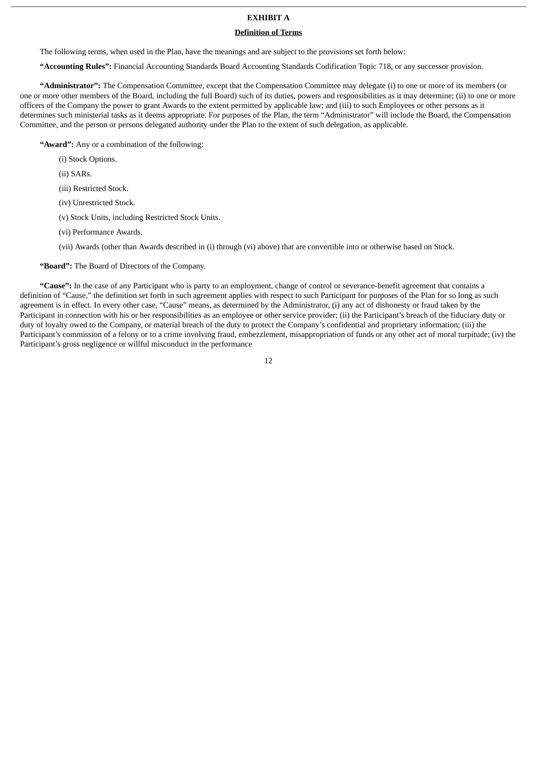**EXHIBIT A**

**Definition of Terms**

The following terms, when used in the Plan, have the meanings and are subject to the provisions set forth below:

**"Accounting Rules":** Financial Accounting Standards Board Accounting Standards Codification Topic 718, or any successor provision.

**"Administrator":** The Compensation Committee, except that the Compensation Committee may delegate (i) to one or more of its members (or one or more other members of the Board, including the full Board) such of its duties, powers and responsibilities as it may determine; (ii) to one or more officers of the Company the power to grant Awards to the extent permitted by applicable law; and (iii) to such Employees or other persons as it determines such ministerial tasks as it deems appropriate. For purposes of the Plan, the term "Administrator" will include the Board, the Compensation Committee, and the person or persons delegated authority under the Plan to the extent of such delegation, as applicable.

**"Award":** Any or a combination of the following:

(i) Stock Options.

(ii) SARs.

(iii) Restricted Stock.

(iv) Unrestricted Stock.

(v) Stock Units, including Restricted Stock Units.

(vi) Performance Awards.

(vii) Awards (other than Awards described in (i) through (vi) above) that are convertible into or otherwise based on Stock.

**"Board":** The Board of Directors of the Company.

**"Cause":** In the case of any Participant who is party to an employment, change of control or severance-benefit agreement that contains a definition of "Cause," the definition set forth in such agreement applies with respect to such Participant for purposes of the Plan for so long as such agreement is in effect. In every other case, "Cause" means, as determined by the Administrator, (i) any act of dishonesty or fraud taken by the Participant in connection with his or her responsibilities as an employee or other service provider; (ii) the Participant's breach of the fiduciary duty or duty of loyalty owed to the Company, or material breach of the duty to protect the Company's confidential and proprietary information; (iii) the Participant's commission of a felony or to a crime involving fraud, embezzlement, misappropriation of funds or any other act of moral turpitude; (iv) the Participant's gross negligence or willful misconduct in the performance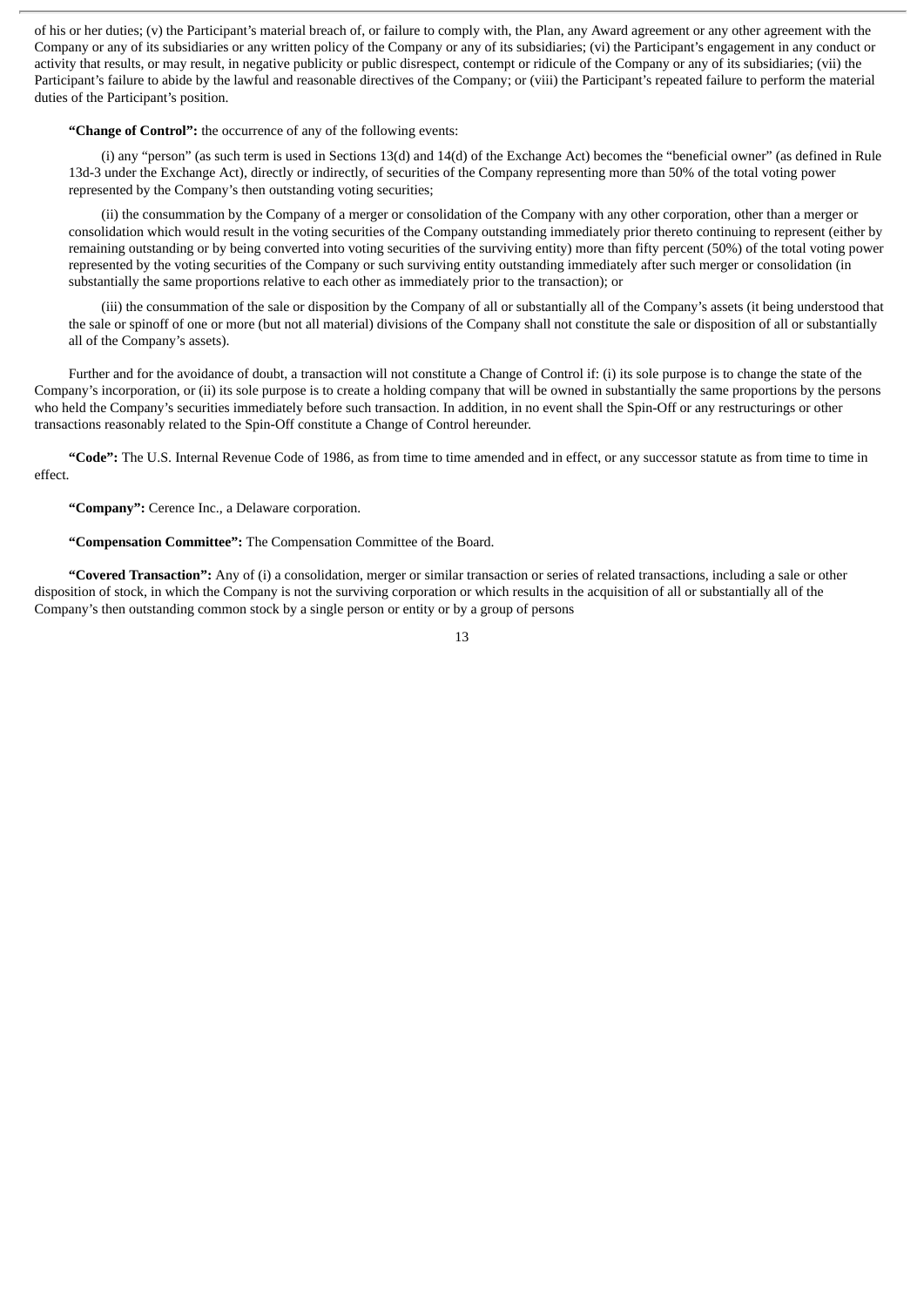of his or her duties; (v) the Participant's material breach of, or failure to comply with, the Plan, any Award agreement or any other agreement with the Company or any of its subsidiaries or any written policy of the Company or any of its subsidiaries; (vi) the Participant's engagement in any conduct or activity that results, or may result, in negative publicity or public disrespect, contempt or ridicule of the Company or any of its subsidiaries; (vii) the Participant's failure to abide by the lawful and reasonable directives of the Company; or (viii) the Participant's repeated failure to perform the material duties of the Participant's position.

**"Change of Control":** the occurrence of any of the following events:

(i) any "person" (as such term is used in Sections 13(d) and 14(d) of the Exchange Act) becomes the "beneficial owner" (as defined in Rule 13d-3 under the Exchange Act), directly or indirectly, of securities of the Company representing more than 50% of the total voting power represented by the Company's then outstanding voting securities;

(ii) the consummation by the Company of a merger or consolidation of the Company with any other corporation, other than a merger or consolidation which would result in the voting securities of the Company outstanding immediately prior thereto continuing to represent (either by remaining outstanding or by being converted into voting securities of the surviving entity) more than fifty percent (50%) of the total voting power represented by the voting securities of the Company or such surviving entity outstanding immediately after such merger or consolidation (in substantially the same proportions relative to each other as immediately prior to the transaction); or

(iii) the consummation of the sale or disposition by the Company of all or substantially all of the Company's assets (it being understood that the sale or spinoff of one or more (but not all material) divisions of the Company shall not constitute the sale or disposition of all or substantially all of the Company's assets).

Further and for the avoidance of doubt, a transaction will not constitute a Change of Control if: (i) its sole purpose is to change the state of the Company's incorporation, or (ii) its sole purpose is to create a holding company that will be owned in substantially the same proportions by the persons who held the Company's securities immediately before such transaction. In addition, in no event shall the Spin-Off or any restructurings or other transactions reasonably related to the Spin-Off constitute a Change of Control hereunder.

**"Code":** The U.S. Internal Revenue Code of 1986, as from time to time amended and in effect, or any successor statute as from time to time in effect.

**"Company":** Cerence Inc., a Delaware corporation.

**"Compensation Committee":** The Compensation Committee of the Board.

**"Covered Transaction":** Any of (i) a consolidation, merger or similar transaction or series of related transactions, including a sale or other disposition of stock, in which the Company is not the surviving corporation or which results in the acquisition of all or substantially all of the Company's then outstanding common stock by a single person or entity or by a group of persons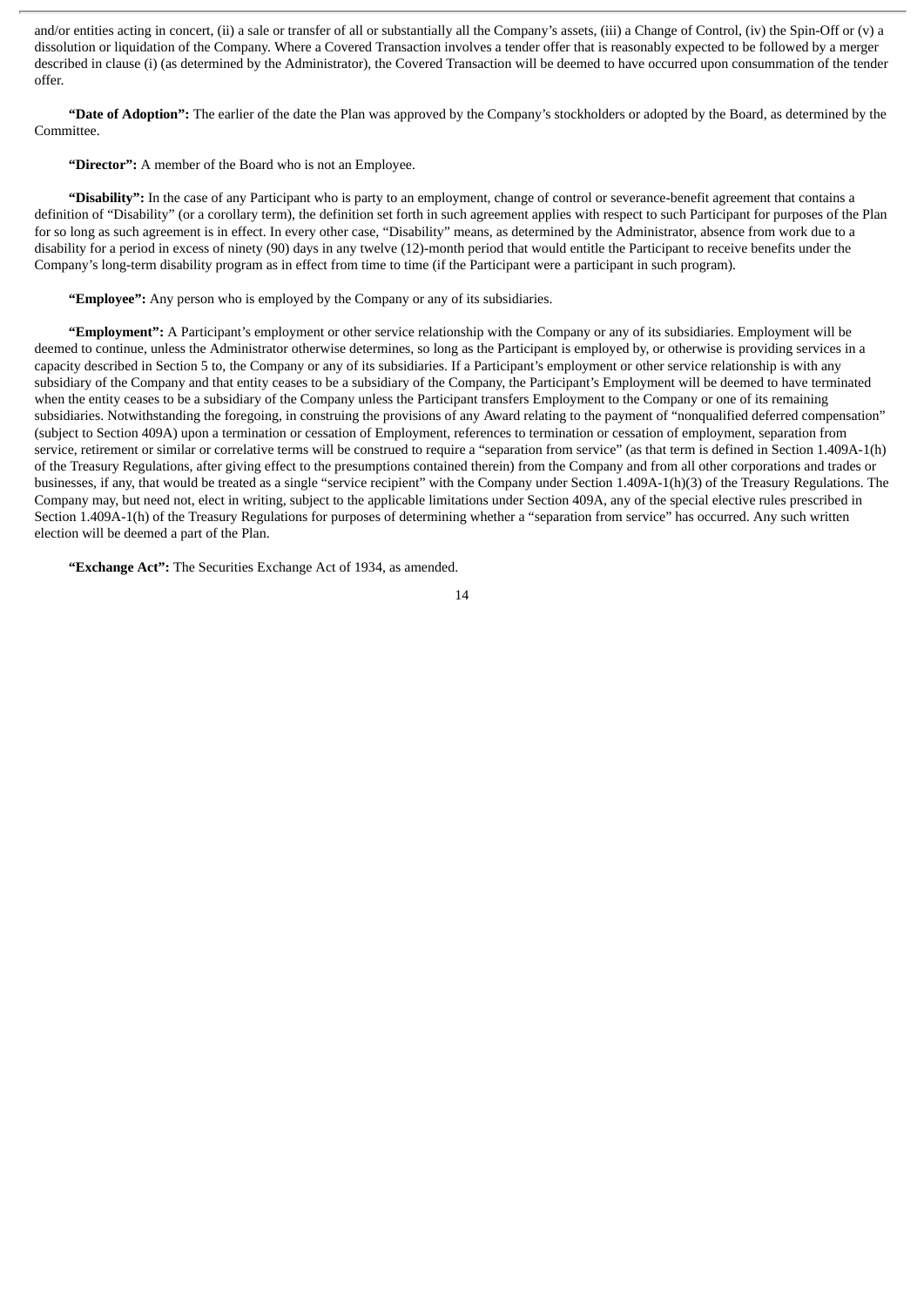and/or entities acting in concert, (ii) a sale or transfer of all or substantially all the Company's assets, (iii) a Change of Control, (iv) the Spin-Off or (v) a dissolution or liquidation of the Company. Where a Covered Transaction involves a tender offer that is reasonably expected to be followed by a merger described in clause (i) (as determined by the Administrator), the Covered Transaction will be deemed to have occurred upon consummation of the tender offer.

**"Date of Adoption":** The earlier of the date the Plan was approved by the Company's stockholders or adopted by the Board, as determined by the Committee.

**"Director":** A member of the Board who is not an Employee.

**"Disability":** In the case of any Participant who is party to an employment, change of control or severance-benefit agreement that contains a definition of "Disability" (or a corollary term), the definition set forth in such agreement applies with respect to such Participant for purposes of the Plan for so long as such agreement is in effect. In every other case, "Disability" means, as determined by the Administrator, absence from work due to a disability for a period in excess of ninety (90) days in any twelve (12)-month period that would entitle the Participant to receive benefits under the Company's long-term disability program as in effect from time to time (if the Participant were a participant in such program).

**"Employee":** Any person who is employed by the Company or any of its subsidiaries.

**"Employment":** A Participant's employment or other service relationship with the Company or any of its subsidiaries. Employment will be deemed to continue, unless the Administrator otherwise determines, so long as the Participant is employed by, or otherwise is providing services in a capacity described in Section 5 to, the Company or any of its subsidiaries. If a Participant's employment or other service relationship is with any subsidiary of the Company and that entity ceases to be a subsidiary of the Company, the Participant's Employment will be deemed to have terminated when the entity ceases to be a subsidiary of the Company unless the Participant transfers Employment to the Company or one of its remaining subsidiaries. Notwithstanding the foregoing, in construing the provisions of any Award relating to the payment of "nonqualified deferred compensation" (subject to Section 409A) upon a termination or cessation of Employment, references to termination or cessation of employment, separation from service, retirement or similar or correlative terms will be construed to require a "separation from service" (as that term is defined in Section 1.409A-1(h) of the Treasury Regulations, after giving effect to the presumptions contained therein) from the Company and from all other corporations and trades or businesses, if any, that would be treated as a single "service recipient" with the Company under Section 1.409A-1(h)(3) of the Treasury Regulations. The Company may, but need not, elect in writing, subject to the applicable limitations under Section 409A, any of the special elective rules prescribed in Section 1.409A-1(h) of the Treasury Regulations for purposes of determining whether a "separation from service" has occurred. Any such written election will be deemed a part of the Plan.

**"Exchange Act":** The Securities Exchange Act of 1934, as amended.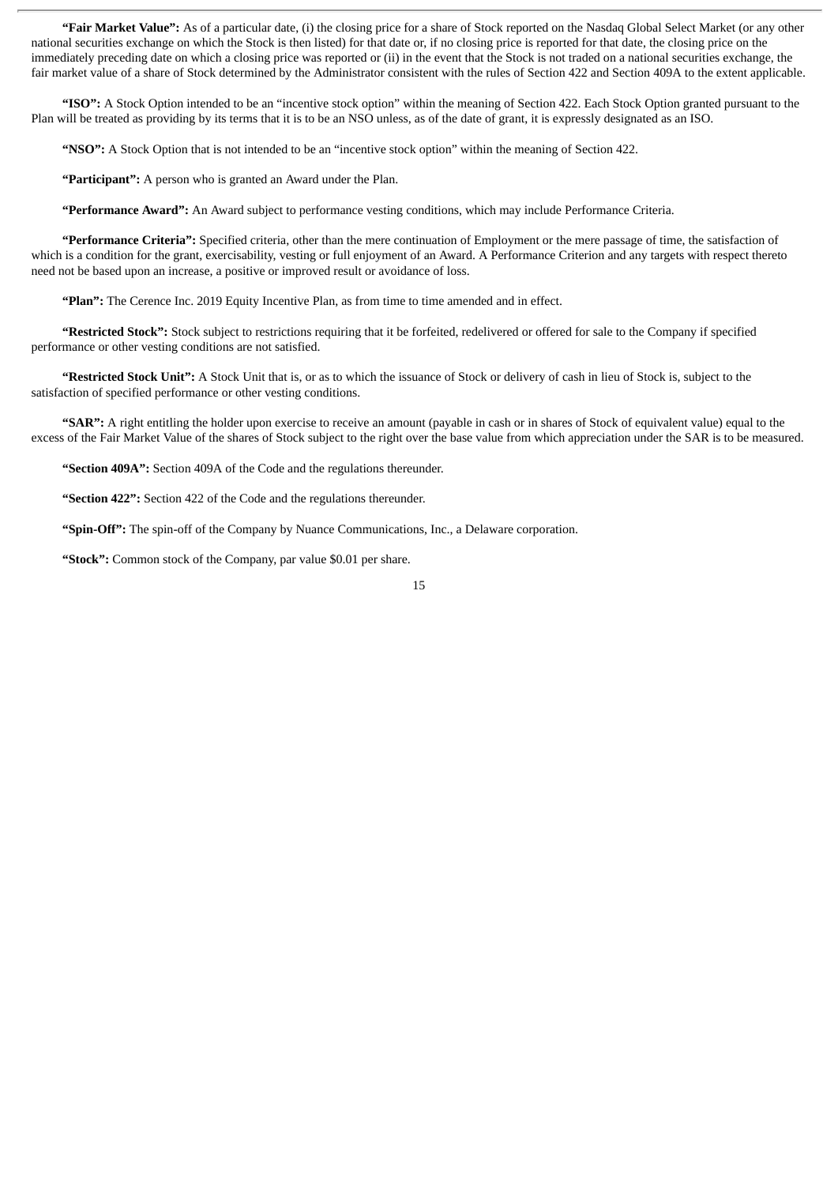**"Fair Market Value":** As of a particular date, (i) the closing price for a share of Stock reported on the Nasdaq Global Select Market (or any other national securities exchange on which the Stock is then listed) for that date or, if no closing price is reported for that date, the closing price on the immediately preceding date on which a closing price was reported or (ii) in the event that the Stock is not traded on a national securities exchange, the fair market value of a share of Stock determined by the Administrator consistent with the rules of Section 422 and Section 409A to the extent applicable.

**"ISO":** A Stock Option intended to be an "incentive stock option" within the meaning of Section 422. Each Stock Option granted pursuant to the Plan will be treated as providing by its terms that it is to be an NSO unless, as of the date of grant, it is expressly designated as an ISO.

**"NSO":** A Stock Option that is not intended to be an "incentive stock option" within the meaning of Section 422.

**"Participant":** A person who is granted an Award under the Plan.

**"Performance Award":** An Award subject to performance vesting conditions, which may include Performance Criteria.

**"Performance Criteria":** Specified criteria, other than the mere continuation of Employment or the mere passage of time, the satisfaction of which is a condition for the grant, exercisability, vesting or full enjoyment of an Award. A Performance Criterion and any targets with respect thereto need not be based upon an increase, a positive or improved result or avoidance of loss.

**"Plan":** The Cerence Inc. 2019 Equity Incentive Plan, as from time to time amended and in effect.

**"Restricted Stock":** Stock subject to restrictions requiring that it be forfeited, redelivered or offered for sale to the Company if specified performance or other vesting conditions are not satisfied.

**"Restricted Stock Unit":** A Stock Unit that is, or as to which the issuance of Stock or delivery of cash in lieu of Stock is, subject to the satisfaction of specified performance or other vesting conditions.

**"SAR":** A right entitling the holder upon exercise to receive an amount (payable in cash or in shares of Stock of equivalent value) equal to the excess of the Fair Market Value of the shares of Stock subject to the right over the base value from which appreciation under the SAR is to be measured.

**"Section 409A":** Section 409A of the Code and the regulations thereunder.

**"Section 422":** Section 422 of the Code and the regulations thereunder.

**"Spin-Off":** The spin-off of the Company by Nuance Communications, Inc., a Delaware corporation.

**"Stock":** Common stock of the Company, par value $0.01 per share.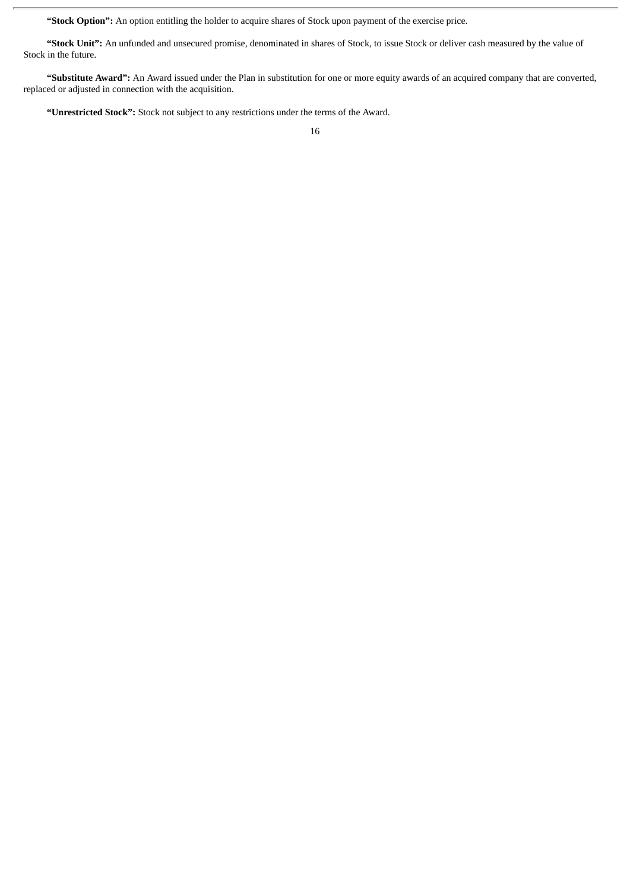**"Stock Option":** An option entitling the holder to acquire shares of Stock upon payment of the exercise price.

**"Stock Unit":** An unfunded and unsecured promise, denominated in shares of Stock, to issue Stock or deliver cash measured by the value of Stock in the future.

**"Substitute Award":** An Award issued under the Plan in substitution for one or more equity awards of an acquired company that are converted, replaced or adjusted in connection with the acquisition.

**"Unrestricted Stock":** Stock not subject to any restrictions under the terms of the Award.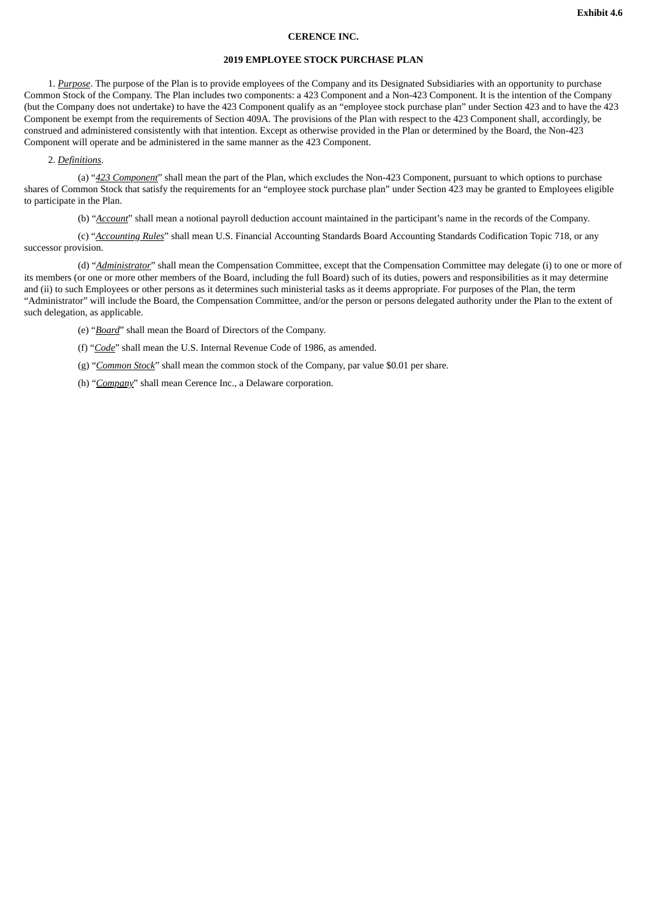**Exhibit 4.6**

**CERENCE INC.**

**2019 EMPLOYEE STOCK PURCHASE PLAN**

1. ***Purpose***. The purpose of the Plan is to provide employees of the Company and its Designated Subsidiaries with an opportunity to purchase Common Stock of the Company. The Plan includes two components: a 423 Component and a Non-423 Component. It is the intention of the Company (but the Company does not undertake) to have the 423 Component qualify as an "employee stock purchase plan" under Section 423 and to have the 423 Component be exempt from the requirements of Section 409A. The provisions of the Plan with respect to the 423 Component shall, accordingly, be construed and administered consistently with that intention. Except as otherwise provided in the Plan or determined by the Board, the Non-423 Component will operate and be administered in the same manner as the 423 Component.

2. ***Definitions***.

(a) "***423 Component***" shall mean the part of the Plan, which excludes the Non-423 Component, pursuant to which options to purchase shares of Common Stock that satisfy the requirements for an "employee stock purchase plan" under Section 423 may be granted to Employees eligible to participate in the Plan.

(b) "***Account***" shall mean a notional payroll deduction account maintained in the participant's name in the records of the Company.

(c) "***Accounting Rules***" shall mean U.S. Financial Accounting Standards Board Accounting Standards Codification Topic 718, or any successor provision.

(d) "***Administrator***" shall mean the Compensation Committee, except that the Compensation Committee may delegate (i) to one or more of its members (or one or more other members of the Board, including the full Board) such of its duties, powers and responsibilities as it may determine and (ii) to such Employees or other persons as it determines such ministerial tasks as it deems appropriate. For purposes of the Plan, the term "Administrator" will include the Board, the Compensation Committee, and/or the person or persons delegated authority under the Plan to the extent of such delegation, as applicable.

(e) "***Board***" shall mean the Board of Directors of the Company.

(f) "***Code***" shall mean the U.S. Internal Revenue Code of 1986, as amended.

(g) "***Common Stock***" shall mean the common stock of the Company, par value $0.01 per share.

(h) "***Company***" shall mean Cerence Inc., a Delaware corporation.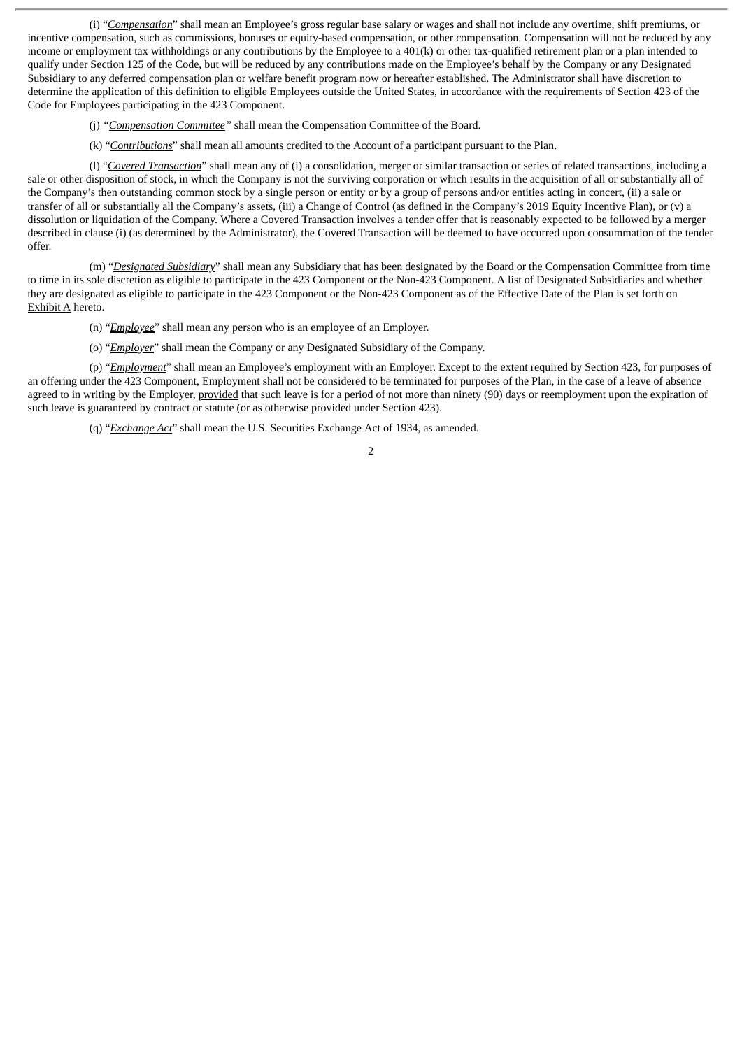(i) "*Compensation*" shall mean an Employee's gross regular base salary or wages and shall not include any overtime, shift premiums, or incentive compensation, such as commissions, bonuses or equity-based compensation, or other compensation. Compensation will not be reduced by any income or employment tax withholdings or any contributions by the Employee to a 401(k) or other tax-qualified retirement plan or a plan intended to qualify under Section 125 of the Code, but will be reduced by any contributions made on the Employee's behalf by the Company or any Designated Subsidiary to any deferred compensation plan or welfare benefit program now or hereafter established. The Administrator shall have discretion to determine the application of this definition to eligible Employees outside the United States, in accordance with the requirements of Section 423 of the Code for Employees participating in the 423 Component.

(j) "*Compensation Committee*" shall mean the Compensation Committee of the Board.

(k) "*Contributions*" shall mean all amounts credited to the Account of a participant pursuant to the Plan.

(l) "*Covered Transaction*" shall mean any of (i) a consolidation, merger or similar transaction or series of related transactions, including a sale or other disposition of stock, in which the Company is not the surviving corporation or which results in the acquisition of all or substantially all of the Company's then outstanding common stock by a single person or entity or by a group of persons and/or entities acting in concert, (ii) a sale or transfer of all or substantially all the Company's assets, (iii) a Change of Control (as defined in the Company's 2019 Equity Incentive Plan), or (v) a dissolution or liquidation of the Company. Where a Covered Transaction involves a tender offer that is reasonably expected to be followed by a merger described in clause (i) (as determined by the Administrator), the Covered Transaction will be deemed to have occurred upon consummation of the tender offer.

(m) "*Designated Subsidiary*" shall mean any Subsidiary that has been designated by the Board or the Compensation Committee from time to time in its sole discretion as eligible to participate in the 423 Component or the Non-423 Component. A list of Designated Subsidiaries and whether they are designated as eligible to participate in the 423 Component or the Non-423 Component as of the Effective Date of the Plan is set forth on Exhibit A hereto.

(n) "*Employee*" shall mean any person who is an employee of an Employer.

(o) "*Employer*" shall mean the Company or any Designated Subsidiary of the Company.

(p) "*Employment*" shall mean an Employee's employment with an Employer. Except to the extent required by Section 423, for purposes of an offering under the 423 Component, Employment shall not be considered to be terminated for purposes of the Plan, in the case of a leave of absence agreed to in writing by the Employer, provided that such leave is for a period of not more than ninety (90) days or reemployment upon the expiration of such leave is guaranteed by contract or statute (or as otherwise provided under Section 423).

(q) "*Exchange Act*" shall mean the U.S. Securities Exchange Act of 1934, as amended.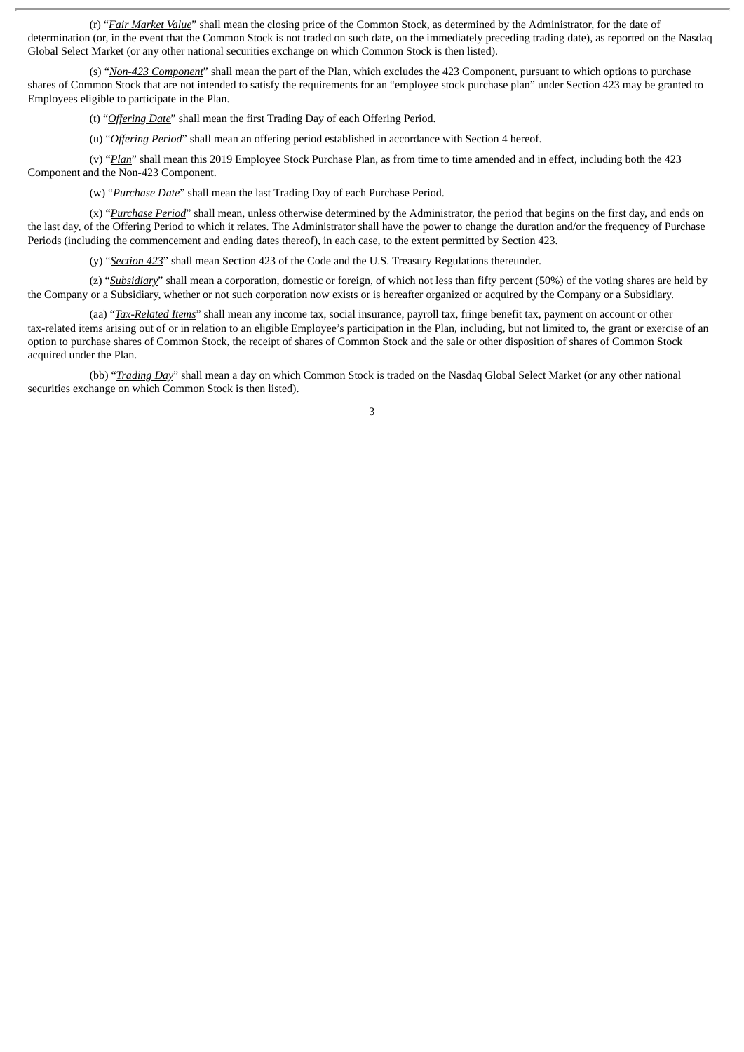(r) "*Fair Market Value*" shall mean the closing price of the Common Stock, as determined by the Administrator, for the date of determination (or, in the event that the Common Stock is not traded on such date, on the immediately preceding trading date), as reported on the Nasdaq Global Select Market (or any other national securities exchange on which Common Stock is then listed).

(s) "*Non-423 Component*" shall mean the part of the Plan, which excludes the 423 Component, pursuant to which options to purchase shares of Common Stock that are not intended to satisfy the requirements for an "employee stock purchase plan" under Section 423 may be granted to Employees eligible to participate in the Plan.

(t) "*Offering Date*" shall mean the first Trading Day of each Offering Period.

(u) "*Offering Period*" shall mean an offering period established in accordance with Section 4 hereof.

(v) "*Plan*" shall mean this 2019 Employee Stock Purchase Plan, as from time to time amended and in effect, including both the 423 Component and the Non-423 Component.

(w) "*Purchase Date*" shall mean the last Trading Day of each Purchase Period.

(x) "*Purchase Period*" shall mean, unless otherwise determined by the Administrator, the period that begins on the first day, and ends on the last day, of the Offering Period to which it relates. The Administrator shall have the power to change the duration and/or the frequency of Purchase Periods (including the commencement and ending dates thereof), in each case, to the extent permitted by Section 423.

(y) "*Section 423*" shall mean Section 423 of the Code and the U.S. Treasury Regulations thereunder.

(z) "*Subsidiary*" shall mean a corporation, domestic or foreign, of which not less than fifty percent (50%) of the voting shares are held by the Company or a Subsidiary, whether or not such corporation now exists or is hereafter organized or acquired by the Company or a Subsidiary.

(aa) "*Tax-Related Items*" shall mean any income tax, social insurance, payroll tax, fringe benefit tax, payment on account or other tax-related items arising out of or in relation to an eligible Employee's participation in the Plan, including, but not limited to, the grant or exercise of an option to purchase shares of Common Stock, the receipt of shares of Common Stock and the sale or other disposition of shares of Common Stock acquired under the Plan.

(bb) "*Trading Day*" shall mean a day on which Common Stock is traded on the Nasdaq Global Select Market (or any other national securities exchange on which Common Stock is then listed).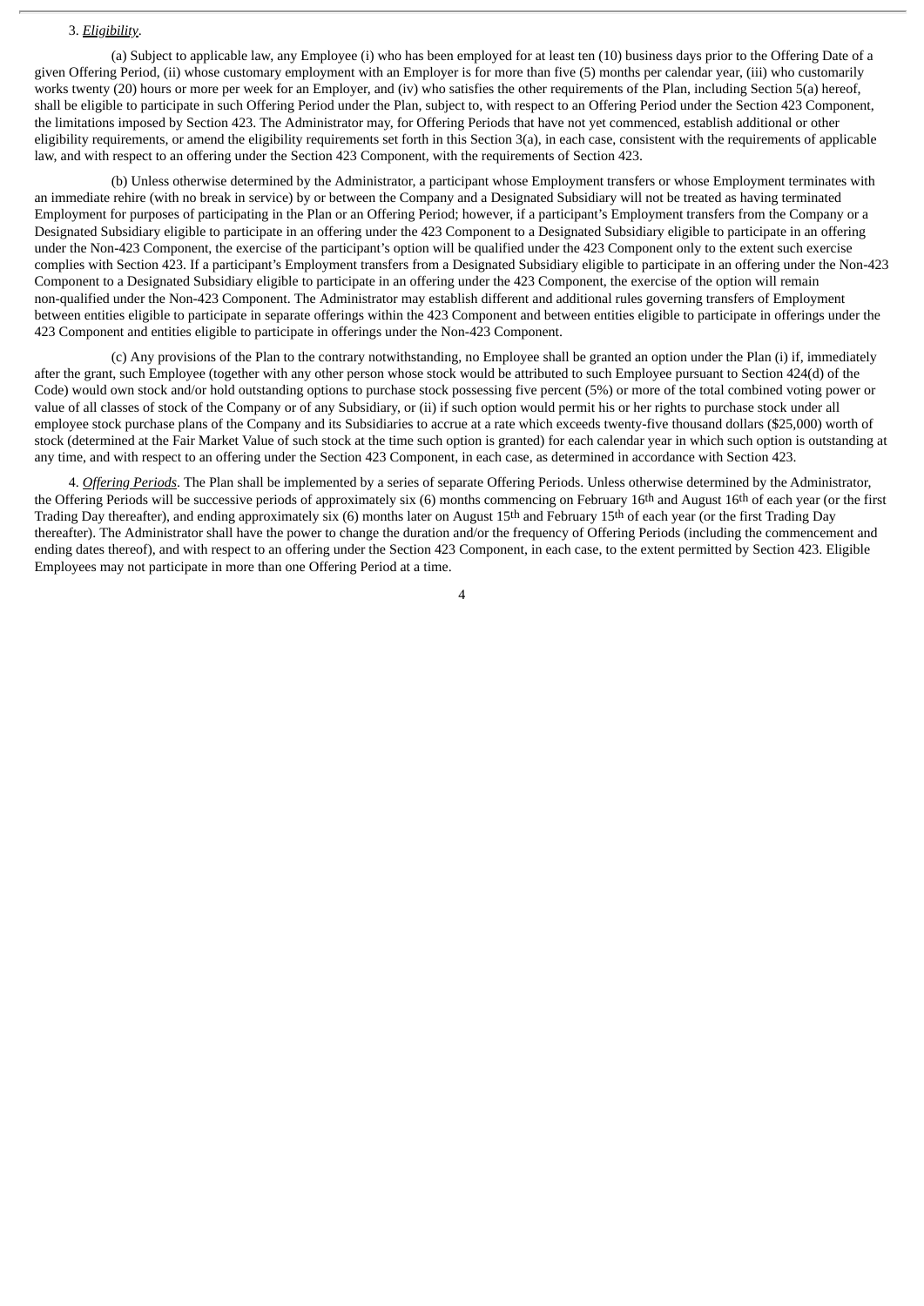3. ***Eligibility***.

(a) Subject to applicable law, any Employee (i) who has been employed for at least ten (10) business days prior to the Offering Date of a given Offering Period, (ii) whose customary employment with an Employer is for more than five (5) months per calendar year, (iii) who customarily works twenty (20) hours or more per week for an Employer, and (iv) who satisfies the other requirements of the Plan, including Section 5(a) hereof, shall be eligible to participate in such Offering Period under the Plan, subject to, with respect to an Offering Period under the Section 423 Component, the limitations imposed by Section 423. The Administrator may, for Offering Periods that have not yet commenced, establish additional or other eligibility requirements, or amend the eligibility requirements set forth in this Section 3(a), in each case, consistent with the requirements of applicable law, and with respect to an offering under the Section 423 Component, with the requirements of Section 423.

(b) Unless otherwise determined by the Administrator, a participant whose Employment transfers or whose Employment terminates with an immediate rehire (with no break in service) by or between the Company and a Designated Subsidiary will not be treated as having terminated Employment for purposes of participating in the Plan or an Offering Period; however, if a participant's Employment transfers from the Company or a Designated Subsidiary eligible to participate in an offering under the 423 Component to a Designated Subsidiary eligible to participate in an offering under the Non-423 Component, the exercise of the participant's option will be qualified under the 423 Component only to the extent such exercise complies with Section 423. If a participant's Employment transfers from a Designated Subsidiary eligible to participate in an offering under the Non-423 Component to a Designated Subsidiary eligible to participate in an offering under the 423 Component, the exercise of the option will remain non-qualified under the Non-423 Component. The Administrator may establish different and additional rules governing transfers of Employment between entities eligible to participate in separate offerings within the 423 Component and between entities eligible to participate in offerings under the 423 Component and entities eligible to participate in offerings under the Non-423 Component.

(c) Any provisions of the Plan to the contrary notwithstanding, no Employee shall be granted an option under the Plan (i) if, immediately after the grant, such Employee (together with any other person whose stock would be attributed to such Employee pursuant to Section 424(d) of the Code) would own stock and/or hold outstanding options to purchase stock possessing five percent (5%) or more of the total combined voting power or value of all classes of stock of the Company or of any Subsidiary, or (ii) if such option would permit his or her rights to purchase stock under all employee stock purchase plans of the Company and its Subsidiaries to accrue at a rate which exceeds twenty-five thousand dollars ($25,000) worth of stock (determined at the Fair Market Value of such stock at the time such option is granted) for each calendar year in which such option is outstanding at any time, and with respect to an offering under the Section 423 Component, in each case, as determined in accordance with Section 423.

4. ***Offering Periods***. The Plan shall be implemented by a series of separate Offering Periods. Unless otherwise determined by the Administrator, the Offering Periods will be successive periods of approximately six (6) months commencing on February 16th and August 16th of each year (or the first Trading Day thereafter), and ending approximately six (6) months later on August 15th and February 15th of each year (or the first Trading Day thereafter). The Administrator shall have the power to change the duration and/or the frequency of Offering Periods (including the commencement and ending dates thereof), and with respect to an offering under the Section 423 Component, in each case, to the extent permitted by Section 423. Eligible Employees may not participate in more than one Offering Period at a time.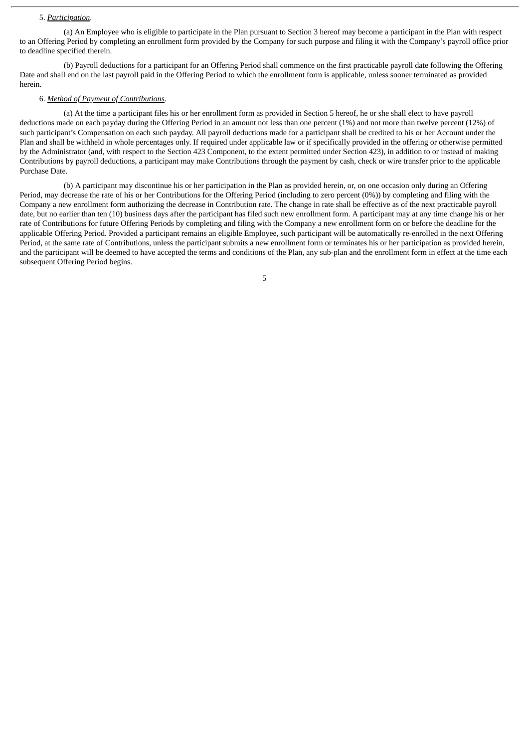5. *Participation*.

(a) An Employee who is eligible to participate in the Plan pursuant to Section 3 hereof may become a participant in the Plan with respect to an Offering Period by completing an enrollment form provided by the Company for such purpose and filing it with the Company's payroll office prior to deadline specified therein.

(b) Payroll deductions for a participant for an Offering Period shall commence on the first practicable payroll date following the Offering Date and shall end on the last payroll paid in the Offering Period to which the enrollment form is applicable, unless sooner terminated as provided herein.

6. *Method of Payment of Contributions*.

(a) At the time a participant files his or her enrollment form as provided in Section 5 hereof, he or she shall elect to have payroll deductions made on each payday during the Offering Period in an amount not less than one percent (1%) and not more than twelve percent (12%) of such participant's Compensation on each such payday. All payroll deductions made for a participant shall be credited to his or her Account under the Plan and shall be withheld in whole percentages only. If required under applicable law or if specifically provided in the offering or otherwise permitted by the Administrator (and, with respect to the Section 423 Component, to the extent permitted under Section 423), in addition to or instead of making Contributions by payroll deductions, a participant may make Contributions through the payment by cash, check or wire transfer prior to the applicable Purchase Date.

(b) A participant may discontinue his or her participation in the Plan as provided herein, or, on one occasion only during an Offering Period, may decrease the rate of his or her Contributions for the Offering Period (including to zero percent (0%)) by completing and filing with the Company a new enrollment form authorizing the decrease in Contribution rate. The change in rate shall be effective as of the next practicable payroll date, but no earlier than ten (10) business days after the participant has filed such new enrollment form. A participant may at any time change his or her rate of Contributions for future Offering Periods by completing and filing with the Company a new enrollment form on or before the deadline for the applicable Offering Period. Provided a participant remains an eligible Employee, such participant will be automatically re-enrolled in the next Offering Period, at the same rate of Contributions, unless the participant submits a new enrollment form or terminates his or her participation as provided herein, and the participant will be deemed to have accepted the terms and conditions of the Plan, any sub-plan and the enrollment form in effect at the time each subsequent Offering Period begins.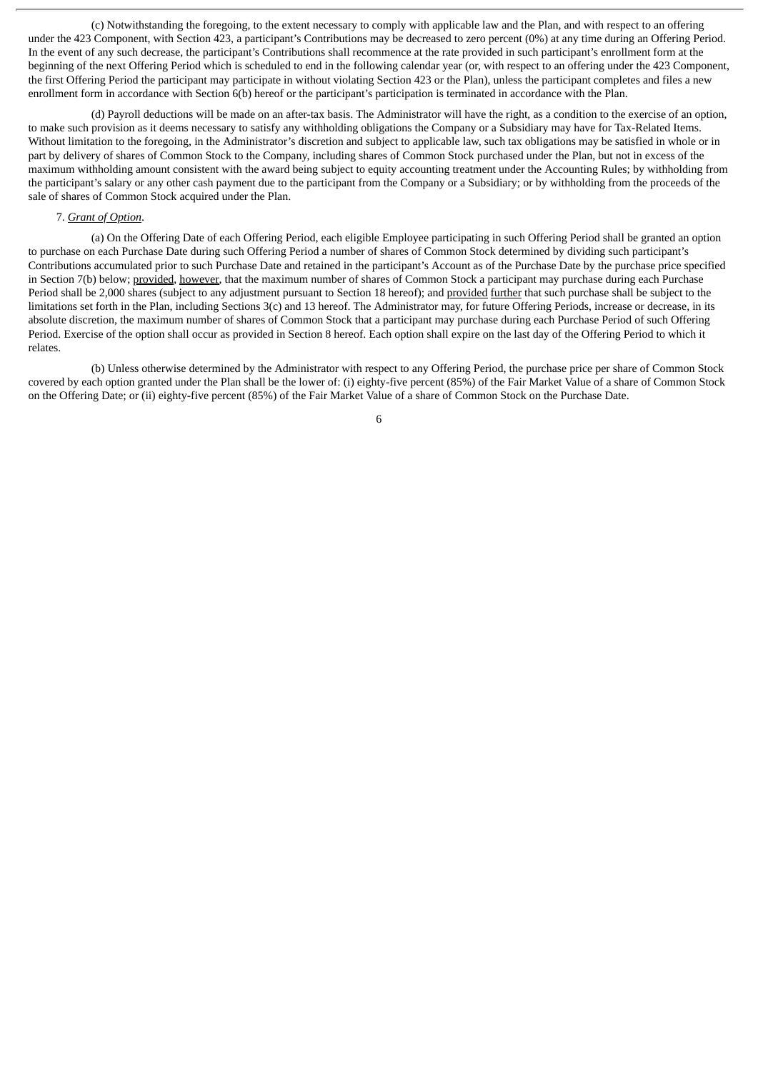(c) Notwithstanding the foregoing, to the extent necessary to comply with applicable law and the Plan, and with respect to an offering under the 423 Component, with Section 423, a participant's Contributions may be decreased to zero percent (0%) at any time during an Offering Period. In the event of any such decrease, the participant's Contributions shall recommence at the rate provided in such participant's enrollment form at the beginning of the next Offering Period which is scheduled to end in the following calendar year (or, with respect to an offering under the 423 Component, the first Offering Period the participant may participate in without violating Section 423 or the Plan), unless the participant completes and files a new enrollment form in accordance with Section 6(b) hereof or the participant's participation is terminated in accordance with the Plan.

(d) Payroll deductions will be made on an after-tax basis. The Administrator will have the right, as a condition to the exercise of an option, to make such provision as it deems necessary to satisfy any withholding obligations the Company or a Subsidiary may have for Tax-Related Items. Without limitation to the foregoing, in the Administrator's discretion and subject to applicable law, such tax obligations may be satisfied in whole or in part by delivery of shares of Common Stock to the Company, including shares of Common Stock purchased under the Plan, but not in excess of the maximum withholding amount consistent with the award being subject to equity accounting treatment under the Accounting Rules; by withholding from the participant's salary or any other cash payment due to the participant from the Company or a Subsidiary; or by withholding from the proceeds of the sale of shares of Common Stock acquired under the Plan.

7. _Grant of Option_.

(a) On the Offering Date of each Offering Period, each eligible Employee participating in such Offering Period shall be granted an option to purchase on each Purchase Date during such Offering Period a number of shares of Common Stock determined by dividing such participant's Contributions accumulated prior to such Purchase Date and retained in the participant's Account as of the Purchase Date by the purchase price specified in Section 7(b) below; _provided_, _however_, that the maximum number of shares of Common Stock a participant may purchase during each Purchase Period shall be 2,000 shares (subject to any adjustment pursuant to Section 18 hereof); and _provided further_ that such purchase shall be subject to the limitations set forth in the Plan, including Sections 3(c) and 13 hereof. The Administrator may, for future Offering Periods, increase or decrease, in its absolute discretion, the maximum number of shares of Common Stock that a participant may purchase during each Purchase Period of such Offering Period. Exercise of the option shall occur as provided in Section 8 hereof. Each option shall expire on the last day of the Offering Period to which it relates.

(b) Unless otherwise determined by the Administrator with respect to any Offering Period, the purchase price per share of Common Stock covered by each option granted under the Plan shall be the lower of: (i) eighty-five percent (85%) of the Fair Market Value of a share of Common Stock on the Offering Date; or (ii) eighty-five percent (85%) of the Fair Market Value of a share of Common Stock on the Purchase Date.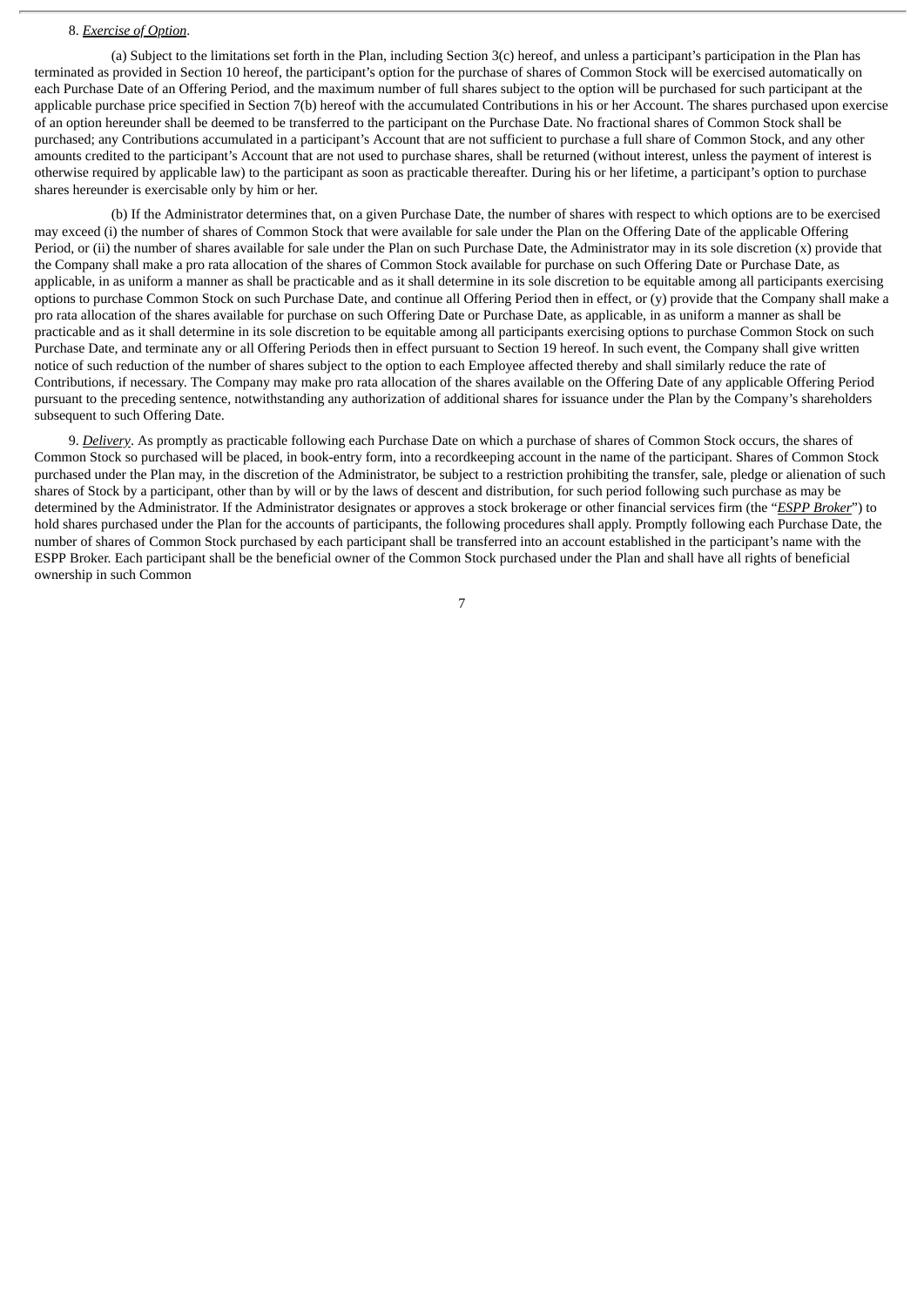8. *Exercise of Option*.

(a) Subject to the limitations set forth in the Plan, including Section 3(c) hereof, and unless a participant's participation in the Plan has terminated as provided in Section 10 hereof, the participant's option for the purchase of shares of Common Stock will be exercised automatically on each Purchase Date of an Offering Period, and the maximum number of full shares subject to the option will be purchased for such participant at the applicable purchase price specified in Section 7(b) hereof with the accumulated Contributions in his or her Account. The shares purchased upon exercise of an option hereunder shall be deemed to be transferred to the participant on the Purchase Date. No fractional shares of Common Stock shall be purchased; any Contributions accumulated in a participant's Account that are not sufficient to purchase a full share of Common Stock, and any other amounts credited to the participant's Account that are not used to purchase shares, shall be returned (without interest, unless the payment of interest is otherwise required by applicable law) to the participant as soon as practicable thereafter. During his or her lifetime, a participant's option to purchase shares hereunder is exercisable only by him or her.

(b) If the Administrator determines that, on a given Purchase Date, the number of shares with respect to which options are to be exercised may exceed (i) the number of shares of Common Stock that were available for sale under the Plan on the Offering Date of the applicable Offering Period, or (ii) the number of shares available for sale under the Plan on such Purchase Date, the Administrator may in its sole discretion (x) provide that the Company shall make a pro rata allocation of the shares of Common Stock available for purchase on such Offering Date or Purchase Date, as applicable, in as uniform a manner as shall be practicable and as it shall determine in its sole discretion to be equitable among all participants exercising options to purchase Common Stock on such Purchase Date, and continue all Offering Period then in effect, or (y) provide that the Company shall make a pro rata allocation of the shares available for purchase on such Offering Date or Purchase Date, as applicable, in as uniform a manner as shall be practicable and as it shall determine in its sole discretion to be equitable among all participants exercising options to purchase Common Stock on such Purchase Date, and terminate any or all Offering Periods then in effect pursuant to Section 19 hereof. In such event, the Company shall give written notice of such reduction of the number of shares subject to the option to each Employee affected thereby and shall similarly reduce the rate of Contributions, if necessary. The Company may make pro rata allocation of the shares available on the Offering Date of any applicable Offering Period pursuant to the preceding sentence, notwithstanding any authorization of additional shares for issuance under the Plan by the Company's shareholders subsequent to such Offering Date.

9. *Delivery*. As promptly as practicable following each Purchase Date on which a purchase of shares of Common Stock occurs, the shares of Common Stock so purchased will be placed, in book-entry form, into a recordkeeping account in the name of the participant. Shares of Common Stock purchased under the Plan may, in the discretion of the Administrator, be subject to a restriction prohibiting the transfer, sale, pledge or alienation of such shares of Stock by a participant, other than by will or by the laws of descent and distribution, for such period following such purchase as may be determined by the Administrator. If the Administrator designates or approves a stock brokerage or other financial services firm (the "*ESPP Broker*") to hold shares purchased under the Plan for the accounts of participants, the following procedures shall apply. Promptly following each Purchase Date, the number of shares of Common Stock purchased by each participant shall be transferred into an account established in the participant's name with the ESPP Broker. Each participant shall be the beneficial owner of the Common Stock purchased under the Plan and shall have all rights of beneficial ownership in such Common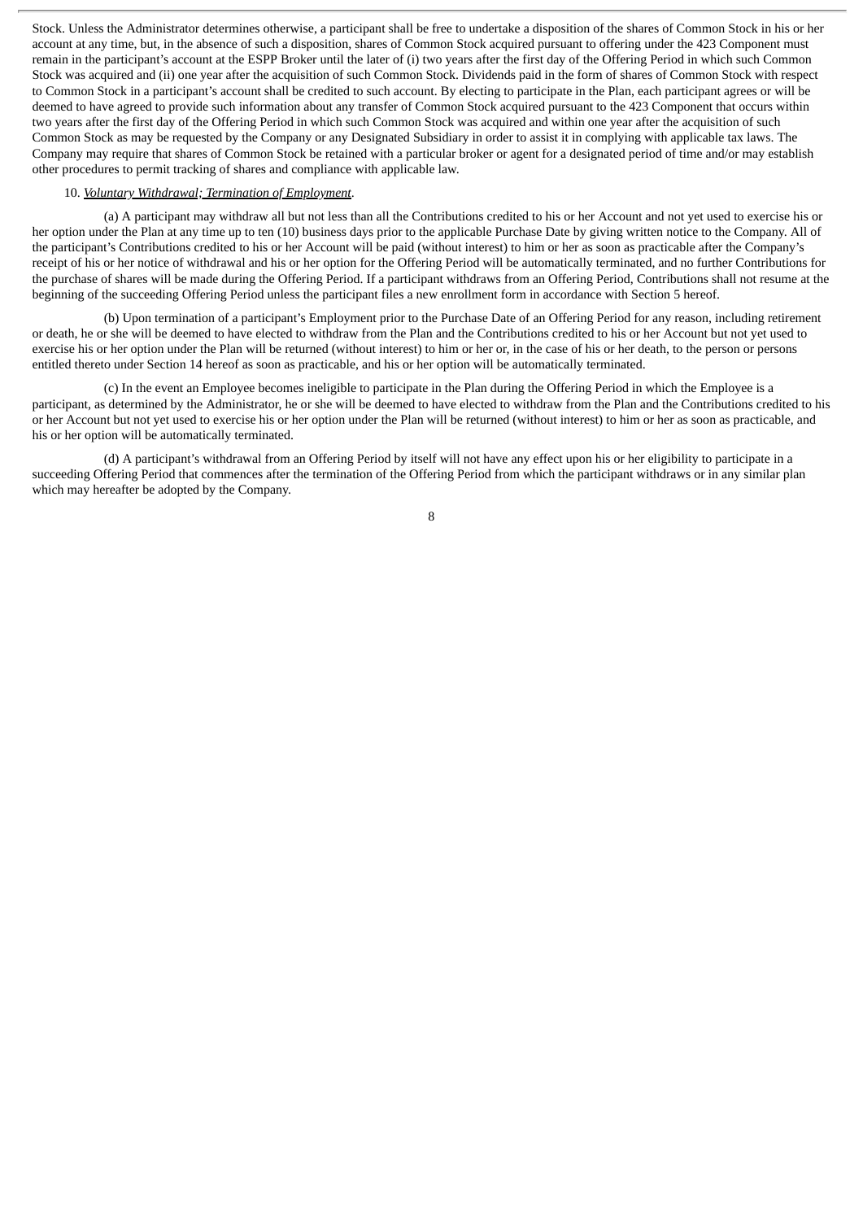Stock. Unless the Administrator determines otherwise, a participant shall be free to undertake a disposition of the shares of Common Stock in his or her account at any time, but, in the absence of such a disposition, shares of Common Stock acquired pursuant to offering under the 423 Component must remain in the participant's account at the ESPP Broker until the later of (i) two years after the first day of the Offering Period in which such Common Stock was acquired and (ii) one year after the acquisition of such Common Stock. Dividends paid in the form of shares of Common Stock with respect to Common Stock in a participant's account shall be credited to such account. By electing to participate in the Plan, each participant agrees or will be deemed to have agreed to provide such information about any transfer of Common Stock acquired pursuant to the 423 Component that occurs within two years after the first day of the Offering Period in which such Common Stock was acquired and within one year after the acquisition of such Common Stock as may be requested by the Company or any Designated Subsidiary in order to assist it in complying with applicable tax laws. The Company may require that shares of Common Stock be retained with a particular broker or agent for a designated period of time and/or may establish other procedures to permit tracking of shares and compliance with applicable law.

10. *Voluntary Withdrawal; Termination of Employment*.

(a) A participant may withdraw all but not less than all the Contributions credited to his or her Account and not yet used to exercise his or her option under the Plan at any time up to ten (10) business days prior to the applicable Purchase Date by giving written notice to the Company. All of the participant's Contributions credited to his or her Account will be paid (without interest) to him or her as soon as practicable after the Company's receipt of his or her notice of withdrawal and his or her option for the Offering Period will be automatically terminated, and no further Contributions for the purchase of shares will be made during the Offering Period. If a participant withdraws from an Offering Period, Contributions shall not resume at the beginning of the succeeding Offering Period unless the participant files a new enrollment form in accordance with Section 5 hereof.

(b) Upon termination of a participant's Employment prior to the Purchase Date of an Offering Period for any reason, including retirement or death, he or she will be deemed to have elected to withdraw from the Plan and the Contributions credited to his or her Account but not yet used to exercise his or her option under the Plan will be returned (without interest) to him or her or, in the case of his or her death, to the person or persons entitled thereto under Section 14 hereof as soon as practicable, and his or her option will be automatically terminated.

(c) In the event an Employee becomes ineligible to participate in the Plan during the Offering Period in which the Employee is a participant, as determined by the Administrator, he or she will be deemed to have elected to withdraw from the Plan and the Contributions credited to his or her Account but not yet used to exercise his or her option under the Plan will be returned (without interest) to him or her as soon as practicable, and his or her option will be automatically terminated.

(d) A participant's withdrawal from an Offering Period by itself will not have any effect upon his or her eligibility to participate in a succeeding Offering Period that commences after the termination of the Offering Period from which the participant withdraws or in any similar plan which may hereafter be adopted by the Company.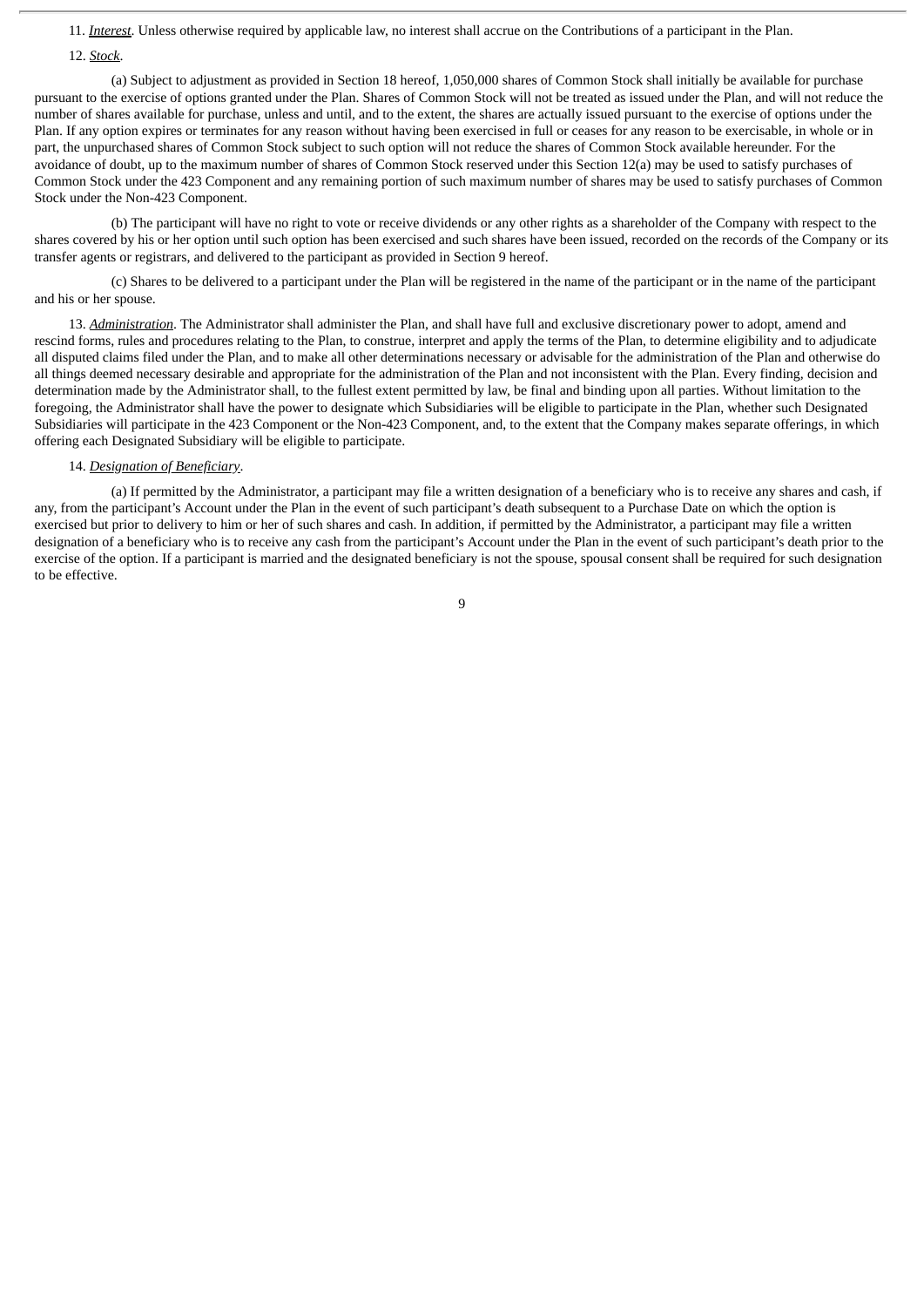11. *__Interest__*. Unless otherwise required by applicable law, no interest shall accrue on the Contributions of a participant in the Plan.

12. *__Stock__*.

(a) Subject to adjustment as provided in Section 18 hereof, 1,050,000 shares of Common Stock shall initially be available for purchase pursuant to the exercise of options granted under the Plan. Shares of Common Stock will not be treated as issued under the Plan, and will not reduce the number of shares available for purchase, unless and until, and to the extent, the shares are actually issued pursuant to the exercise of options under the Plan. If any option expires or terminates for any reason without having been exercised in full or ceases for any reason to be exercisable, in whole or in part, the unpurchased shares of Common Stock subject to such option will not reduce the shares of Common Stock available hereunder. For the avoidance of doubt, up to the maximum number of shares of Common Stock reserved under this Section 12(a) may be used to satisfy purchases of Common Stock under the 423 Component and any remaining portion of such maximum number of shares may be used to satisfy purchases of Common Stock under the Non-423 Component.

(b) The participant will have no right to vote or receive dividends or any other rights as a shareholder of the Company with respect to the shares covered by his or her option until such option has been exercised and such shares have been issued, recorded on the records of the Company or its transfer agents or registrars, and delivered to the participant as provided in Section 9 hereof.

(c) Shares to be delivered to a participant under the Plan will be registered in the name of the participant or in the name of the participant and his or her spouse.

13. *__Administration__*. The Administrator shall administer the Plan, and shall have full and exclusive discretionary power to adopt, amend and rescind forms, rules and procedures relating to the Plan, to construe, interpret and apply the terms of the Plan, to determine eligibility and to adjudicate all disputed claims filed under the Plan, and to make all other determinations necessary or advisable for the administration of the Plan and otherwise do all things deemed necessary desirable and appropriate for the administration of the Plan and not inconsistent with the Plan. Every finding, decision and determination made by the Administrator shall, to the fullest extent permitted by law, be final and binding upon all parties. Without limitation to the foregoing, the Administrator shall have the power to designate which Subsidiaries will be eligible to participate in the Plan, whether such Designated Subsidiaries will participate in the 423 Component or the Non-423 Component, and, to the extent that the Company makes separate offerings, in which offering each Designated Subsidiary will be eligible to participate.

14. *__Designation of Beneficiary__*.

(a) If permitted by the Administrator, a participant may file a written designation of a beneficiary who is to receive any shares and cash, if any, from the participant's Account under the Plan in the event of such participant's death subsequent to a Purchase Date on which the option is exercised but prior to delivery to him or her of such shares and cash. In addition, if permitted by the Administrator, a participant may file a written designation of a beneficiary who is to receive any cash from the participant's Account under the Plan in the event of such participant's death prior to the exercise of the option. If a participant is married and the designated beneficiary is not the spouse, spousal consent shall be required for such designation to be effective.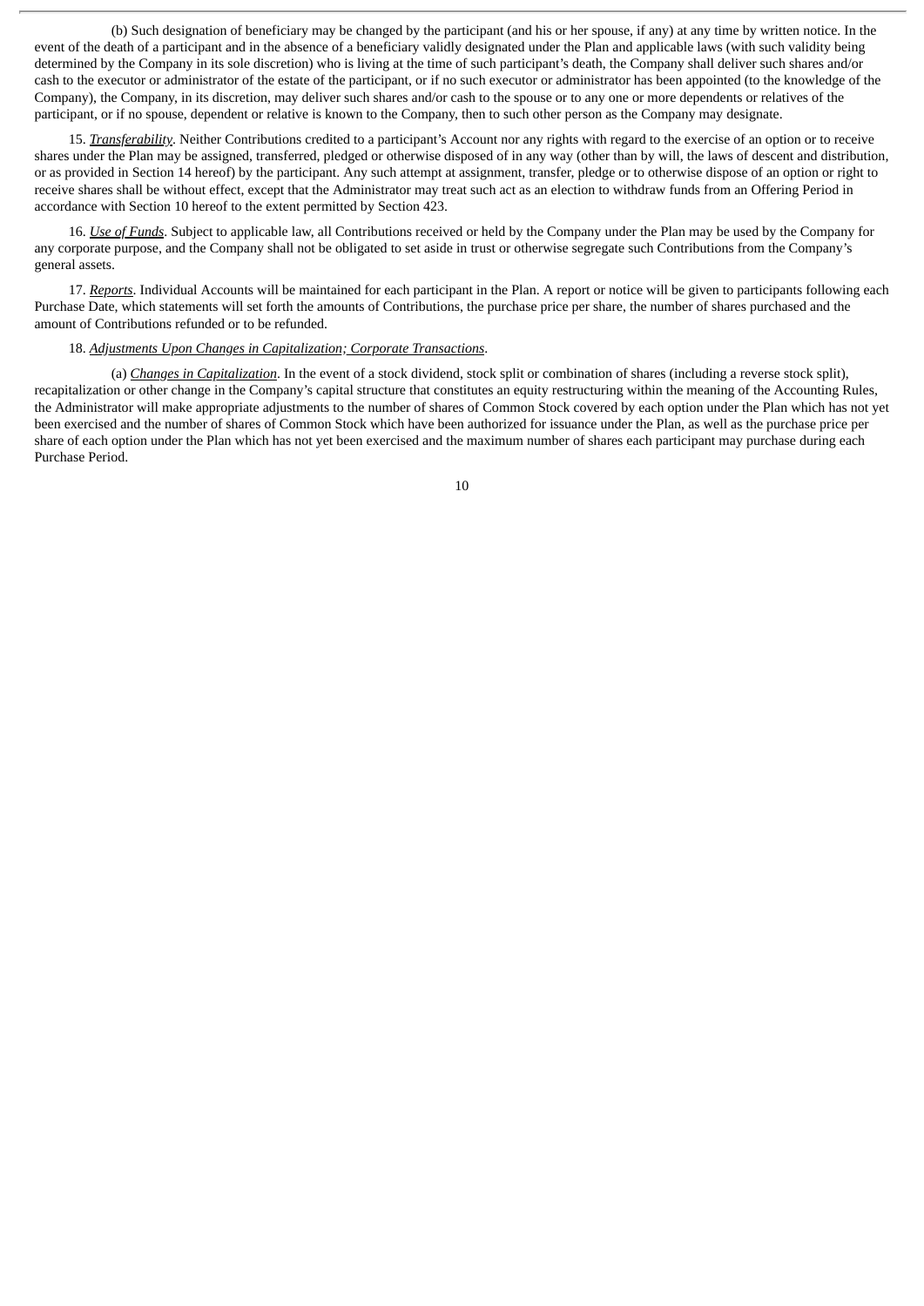(b) Such designation of beneficiary may be changed by the participant (and his or her spouse, if any) at any time by written notice. In the event of the death of a participant and in the absence of a beneficiary validly designated under the Plan and applicable laws (with such validity being determined by the Company in its sole discretion) who is living at the time of such participant's death, the Company shall deliver such shares and/or cash to the executor or administrator of the estate of the participant, or if no such executor or administrator has been appointed (to the knowledge of the Company), the Company, in its discretion, may deliver such shares and/or cash to the spouse or to any one or more dependents or relatives of the participant, or if no spouse, dependent or relative is known to the Company, then to such other person as the Company may designate.

15. ***Transferability***. Neither Contributions credited to a participant's Account nor any rights with regard to the exercise of an option or to receive shares under the Plan may be assigned, transferred, pledged or otherwise disposed of in any way (other than by will, the laws of descent and distribution, or as provided in Section 14 hereof) by the participant. Any such attempt at assignment, transfer, pledge or to otherwise dispose of an option or right to receive shares shall be without effect, except that the Administrator may treat such act as an election to withdraw funds from an Offering Period in accordance with Section 10 hereof to the extent permitted by Section 423.

16. ***Use of Funds***. Subject to applicable law, all Contributions received or held by the Company under the Plan may be used by the Company for any corporate purpose, and the Company shall not be obligated to set aside in trust or otherwise segregate such Contributions from the Company's general assets.

17. ***Reports***. Individual Accounts will be maintained for each participant in the Plan. A report or notice will be given to participants following each Purchase Date, which statements will set forth the amounts of Contributions, the purchase price per share, the number of shares purchased and the amount of Contributions refunded or to be refunded.

18. *Adjustments Upon Changes in Capitalization; Corporate Transactions*.

(a) *Changes in Capitalization*. In the event of a stock dividend, stock split or combination of shares (including a reverse stock split), recapitalization or other change in the Company's capital structure that constitutes an equity restructuring within the meaning of the Accounting Rules, the Administrator will make appropriate adjustments to the number of shares of Common Stock covered by each option under the Plan which has not yet been exercised and the number of shares of Common Stock which have been authorized for issuance under the Plan, as well as the purchase price per share of each option under the Plan which has not yet been exercised and the maximum number of shares each participant may purchase during each Purchase Period.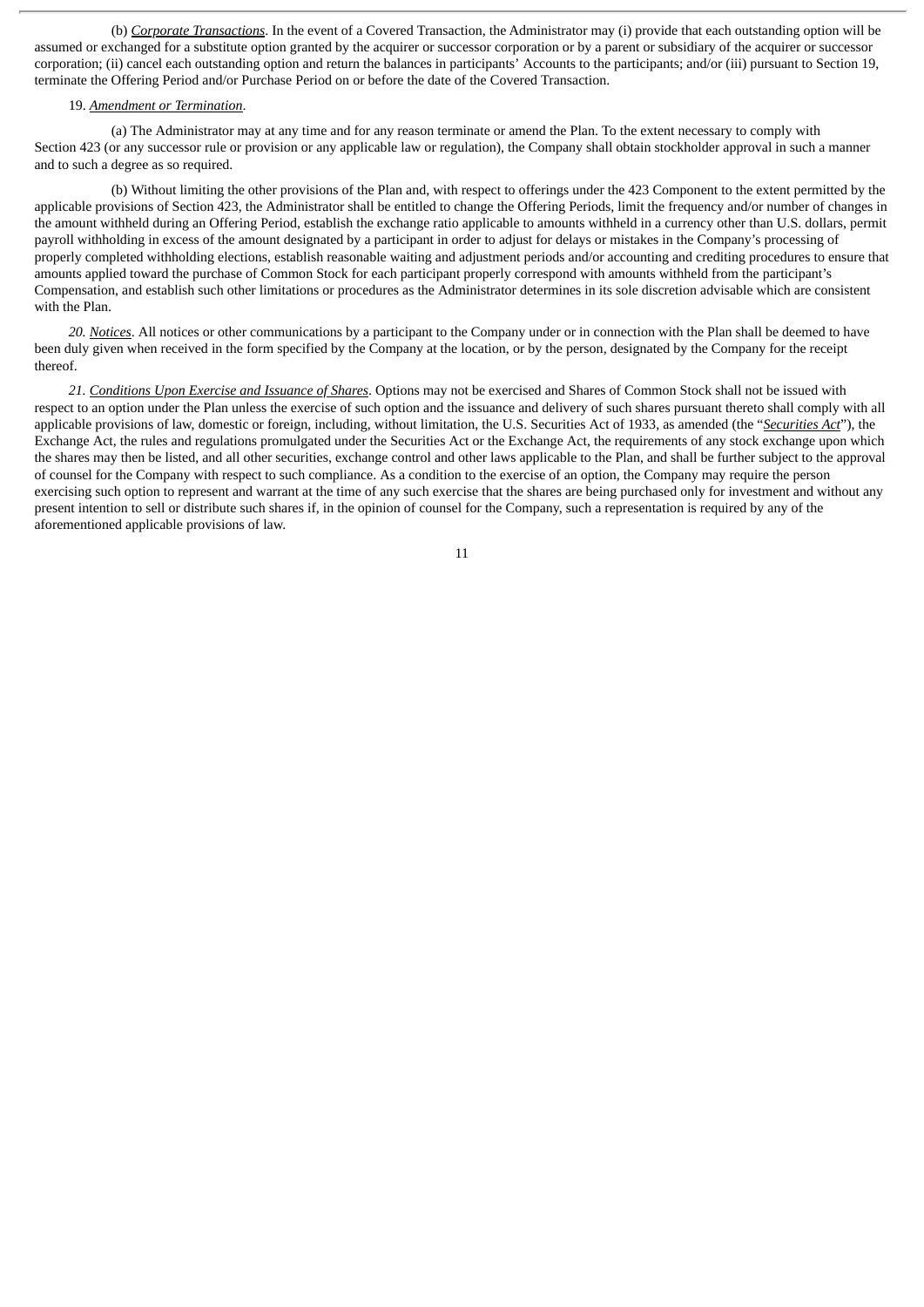(b) *Corporate Transactions*. In the event of a Covered Transaction, the Administrator may (i) provide that each outstanding option will be assumed or exchanged for a substitute option granted by the acquirer or successor corporation or by a parent or subsidiary of the acquirer or successor corporation; (ii) cancel each outstanding option and return the balances in participants' Accounts to the participants; and/or (iii) pursuant to Section 19, terminate the Offering Period and/or Purchase Period on or before the date of the Covered Transaction.

19. *Amendment or Termination*.

(a) The Administrator may at any time and for any reason terminate or amend the Plan. To the extent necessary to comply with Section 423 (or any successor rule or provision or any applicable law or regulation), the Company shall obtain stockholder approval in such a manner and to such a degree as so required.

(b) Without limiting the other provisions of the Plan and, with respect to offerings under the 423 Component to the extent permitted by the applicable provisions of Section 423, the Administrator shall be entitled to change the Offering Periods, limit the frequency and/or number of changes in the amount withheld during an Offering Period, establish the exchange ratio applicable to amounts withheld in a currency other than U.S. dollars, permit payroll withholding in excess of the amount designated by a participant in order to adjust for delays or mistakes in the Company's processing of properly completed withholding elections, establish reasonable waiting and adjustment periods and/or accounting and crediting procedures to ensure that amounts applied toward the purchase of Common Stock for each participant properly correspond with amounts withheld from the participant's Compensation, and establish such other limitations or procedures as the Administrator determines in its sole discretion advisable which are consistent with the Plan.

*20. Notices*. All notices or other communications by a participant to the Company under or in connection with the Plan shall be deemed to have been duly given when received in the form specified by the Company at the location, or by the person, designated by the Company for the receipt thereof.

*21. Conditions Upon Exercise and Issuance of Shares*. Options may not be exercised and Shares of Common Stock shall not be issued with respect to an option under the Plan unless the exercise of such option and the issuance and delivery of such shares pursuant thereto shall comply with all applicable provisions of law, domestic or foreign, including, without limitation, the U.S. Securities Act of 1933, as amended (the "*Securities Act*"), the Exchange Act, the rules and regulations promulgated under the Securities Act or the Exchange Act, the requirements of any stock exchange upon which the shares may then be listed, and all other securities, exchange control and other laws applicable to the Plan, and shall be further subject to the approval of counsel for the Company with respect to such compliance. As a condition to the exercise of an option, the Company may require the person exercising such option to represent and warrant at the time of any such exercise that the shares are being purchased only for investment and without any present intention to sell or distribute such shares if, in the opinion of counsel for the Company, such a representation is required by any of the aforementioned applicable provisions of law.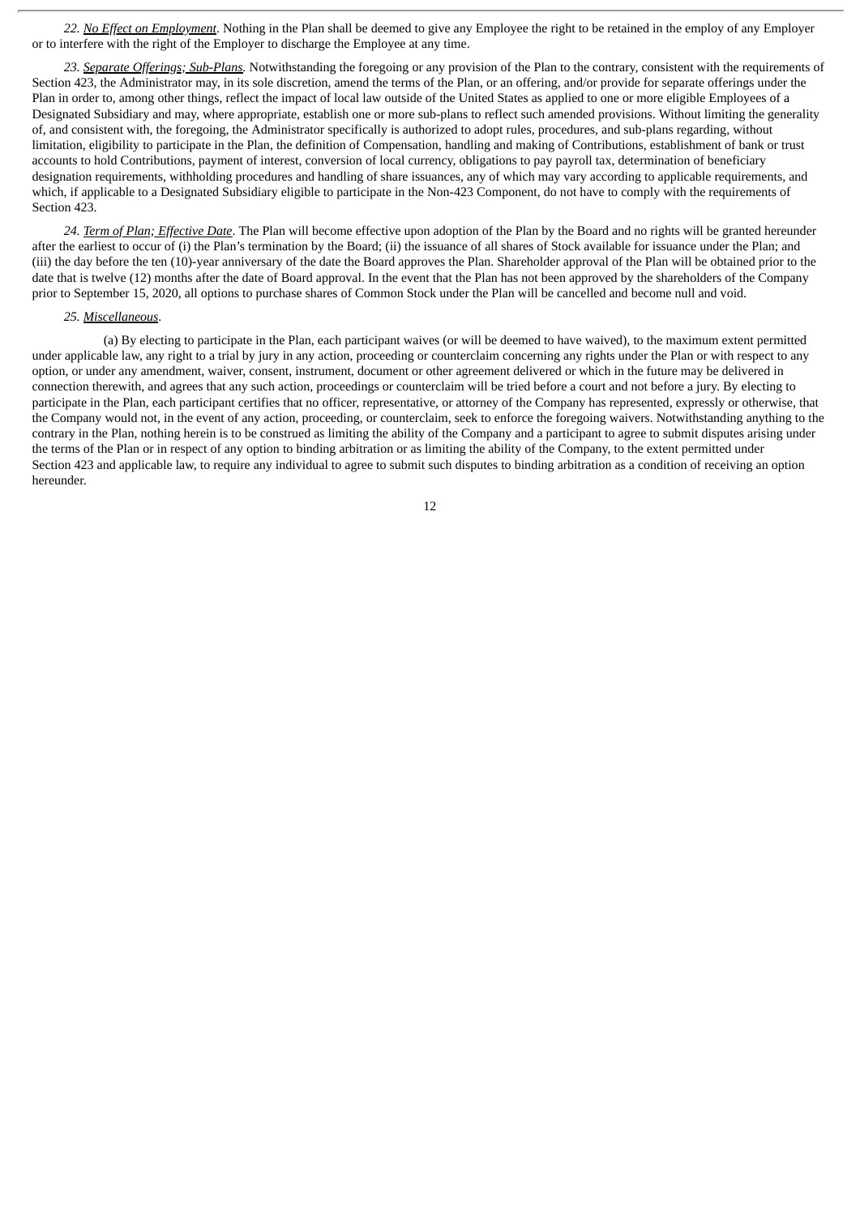22. *No Effect on Employment*. Nothing in the Plan shall be deemed to give any Employee the right to be retained in the employ of any Employer or to interfere with the right of the Employer to discharge the Employee at any time.

23. *Separate Offerings; Sub-Plans.* Notwithstanding the foregoing or any provision of the Plan to the contrary, consistent with the requirements of Section 423, the Administrator may, in its sole discretion, amend the terms of the Plan, or an offering, and/or provide for separate offerings under the Plan in order to, among other things, reflect the impact of local law outside of the United States as applied to one or more eligible Employees of a Designated Subsidiary and may, where appropriate, establish one or more sub-plans to reflect such amended provisions. Without limiting the generality of, and consistent with, the foregoing, the Administrator specifically is authorized to adopt rules, procedures, and sub-plans regarding, without limitation, eligibility to participate in the Plan, the definition of Compensation, handling and making of Contributions, establishment of bank or trust accounts to hold Contributions, payment of interest, conversion of local currency, obligations to pay payroll tax, determination of beneficiary designation requirements, withholding procedures and handling of share issuances, any of which may vary according to applicable requirements, and which, if applicable to a Designated Subsidiary eligible to participate in the Non-423 Component, do not have to comply with the requirements of Section 423.

24. *Term of Plan; Effective Date*. The Plan will become effective upon adoption of the Plan by the Board and no rights will be granted hereunder after the earliest to occur of (i) the Plan's termination by the Board; (ii) the issuance of all shares of Stock available for issuance under the Plan; and (iii) the day before the ten (10)-year anniversary of the date the Board approves the Plan. Shareholder approval of the Plan will be obtained prior to the date that is twelve (12) months after the date of Board approval. In the event that the Plan has not been approved by the shareholders of the Company prior to September 15, 2020, all options to purchase shares of Common Stock under the Plan will be cancelled and become null and void.

25. *Miscellaneous*.

(a) By electing to participate in the Plan, each participant waives (or will be deemed to have waived), to the maximum extent permitted under applicable law, any right to a trial by jury in any action, proceeding or counterclaim concerning any rights under the Plan or with respect to any option, or under any amendment, waiver, consent, instrument, document or other agreement delivered or which in the future may be delivered in connection therewith, and agrees that any such action, proceedings or counterclaim will be tried before a court and not before a jury. By electing to participate in the Plan, each participant certifies that no officer, representative, or attorney of the Company has represented, expressly or otherwise, that the Company would not, in the event of any action, proceeding, or counterclaim, seek to enforce the foregoing waivers. Notwithstanding anything to the contrary in the Plan, nothing herein is to be construed as limiting the ability of the Company and a participant to agree to submit disputes arising under the terms of the Plan or in respect of any option to binding arbitration or as limiting the ability of the Company, to the extent permitted under Section 423 and applicable law, to require any individual to agree to submit such disputes to binding arbitration as a condition of receiving an option hereunder.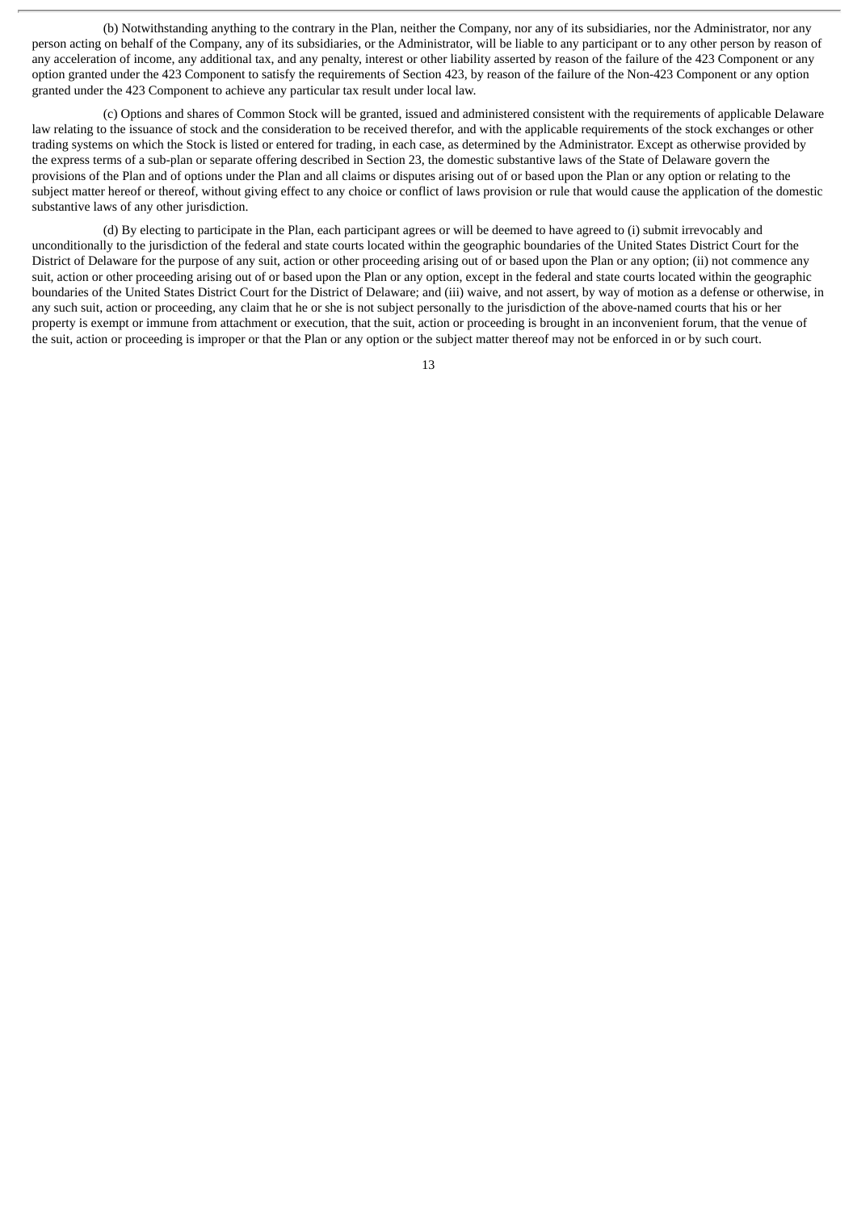(b) Notwithstanding anything to the contrary in the Plan, neither the Company, nor any of its subsidiaries, nor the Administrator, nor any person acting on behalf of the Company, any of its subsidiaries, or the Administrator, will be liable to any participant or to any other person by reason of any acceleration of income, any additional tax, and any penalty, interest or other liability asserted by reason of the failure of the 423 Component or any option granted under the 423 Component to satisfy the requirements of Section 423, by reason of the failure of the Non-423 Component or any option granted under the 423 Component to achieve any particular tax result under local law.

(c) Options and shares of Common Stock will be granted, issued and administered consistent with the requirements of applicable Delaware law relating to the issuance of stock and the consideration to be received therefor, and with the applicable requirements of the stock exchanges or other trading systems on which the Stock is listed or entered for trading, in each case, as determined by the Administrator. Except as otherwise provided by the express terms of a sub-plan or separate offering described in Section 23, the domestic substantive laws of the State of Delaware govern the provisions of the Plan and of options under the Plan and all claims or disputes arising out of or based upon the Plan or any option or relating to the subject matter hereof or thereof, without giving effect to any choice or conflict of laws provision or rule that would cause the application of the domestic substantive laws of any other jurisdiction.

(d) By electing to participate in the Plan, each participant agrees or will be deemed to have agreed to (i) submit irrevocably and unconditionally to the jurisdiction of the federal and state courts located within the geographic boundaries of the United States District Court for the District of Delaware for the purpose of any suit, action or other proceeding arising out of or based upon the Plan or any option; (ii) not commence any suit, action or other proceeding arising out of or based upon the Plan or any option, except in the federal and state courts located within the geographic boundaries of the United States District Court for the District of Delaware; and (iii) waive, and not assert, by way of motion as a defense or otherwise, in any such suit, action or proceeding, any claim that he or she is not subject personally to the jurisdiction of the above-named courts that his or her property is exempt or immune from attachment or execution, that the suit, action or proceeding is brought in an inconvenient forum, that the venue of the suit, action or proceeding is improper or that the Plan or any option or the subject matter thereof may not be enforced in or by such court.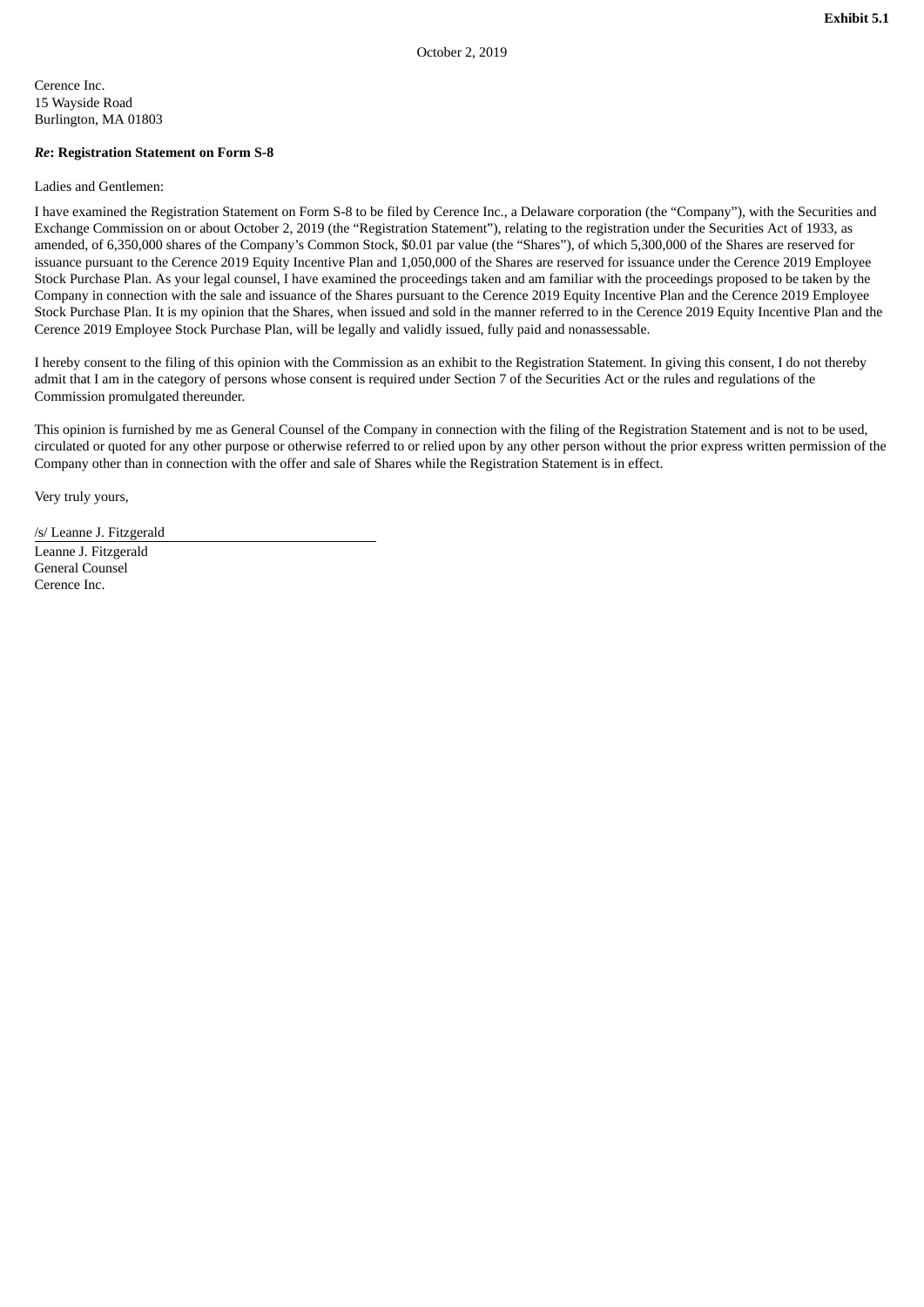**Exhibit 5.1**

October 2, 2019

Cerence Inc.
15 Wayside Road
Burlington, MA 01803

***Re*: Registration Statement on Form S-8**

Ladies and Gentlemen:

I have examined the Registration Statement on Form S-8 to be filed by Cerence Inc., a Delaware corporation (the "Company"), with the Securities and Exchange Commission on or about October 2, 2019 (the "Registration Statement"), relating to the registration under the Securities Act of 1933, as amended, of 6,350,000 shares of the Company's Common Stock, $0.01 par value (the "Shares"), of which 5,300,000 of the Shares are reserved for issuance pursuant to the Cerence 2019 Equity Incentive Plan and 1,050,000 of the Shares are reserved for issuance under the Cerence 2019 Employee Stock Purchase Plan. As your legal counsel, I have examined the proceedings taken and am familiar with the proceedings proposed to be taken by the Company in connection with the sale and issuance of the Shares pursuant to the Cerence 2019 Equity Incentive Plan and the Cerence 2019 Employee Stock Purchase Plan. It is my opinion that the Shares, when issued and sold in the manner referred to in the Cerence 2019 Equity Incentive Plan and the Cerence 2019 Employee Stock Purchase Plan, will be legally and validly issued, fully paid and nonassessable.

I hereby consent to the filing of this opinion with the Commission as an exhibit to the Registration Statement. In giving this consent, I do not thereby admit that I am in the category of persons whose consent is required under Section 7 of the Securities Act or the rules and regulations of the Commission promulgated thereunder.

This opinion is furnished by me as General Counsel of the Company in connection with the filing of the Registration Statement and is not to be used, circulated or quoted for any other purpose or otherwise referred to or relied upon by any other person without the prior express written permission of the Company other than in connection with the offer and sale of Shares while the Registration Statement is in effect.

Very truly yours,

/s/ Leanne J. Fitzgerald

Leanne J. Fitzgerald
General Counsel
Cerence Inc.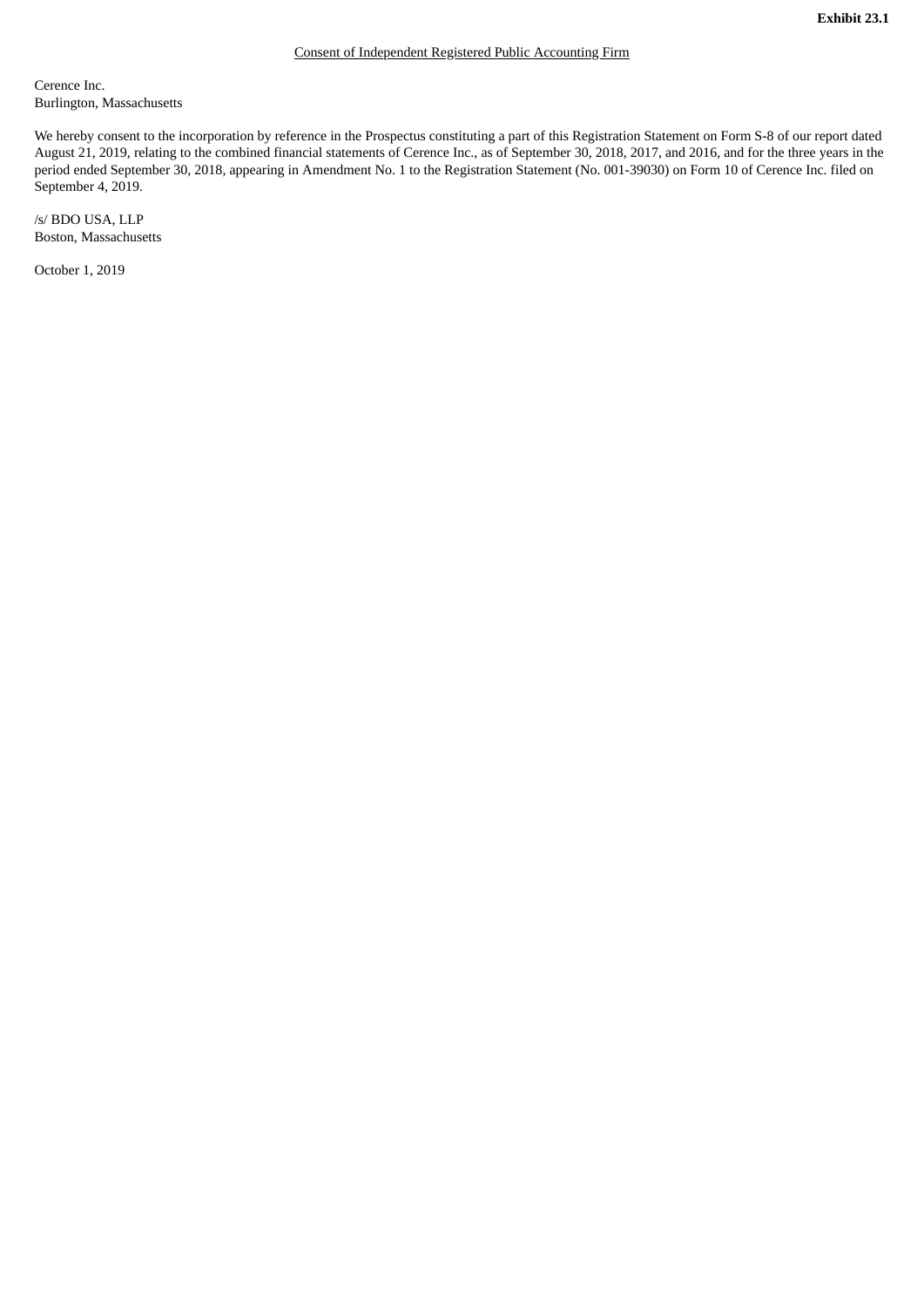**Exhibit 23.1**

Consent of Independent Registered Public Accounting Firm

Cerence Inc.
Burlington, Massachusetts

We hereby consent to the incorporation by reference in the Prospectus constituting a part of this Registration Statement on Form S-8 of our report dated August 21, 2019, relating to the combined financial statements of Cerence Inc., as of September 30, 2018, 2017, and 2016, and for the three years in the period ended September 30, 2018, appearing in Amendment No. 1 to the Registration Statement (No. 001-39030) on Form 10 of Cerence Inc. filed on September 4, 2019.

/s/ BDO USA, LLP
Boston, Massachusetts

October 1, 2019